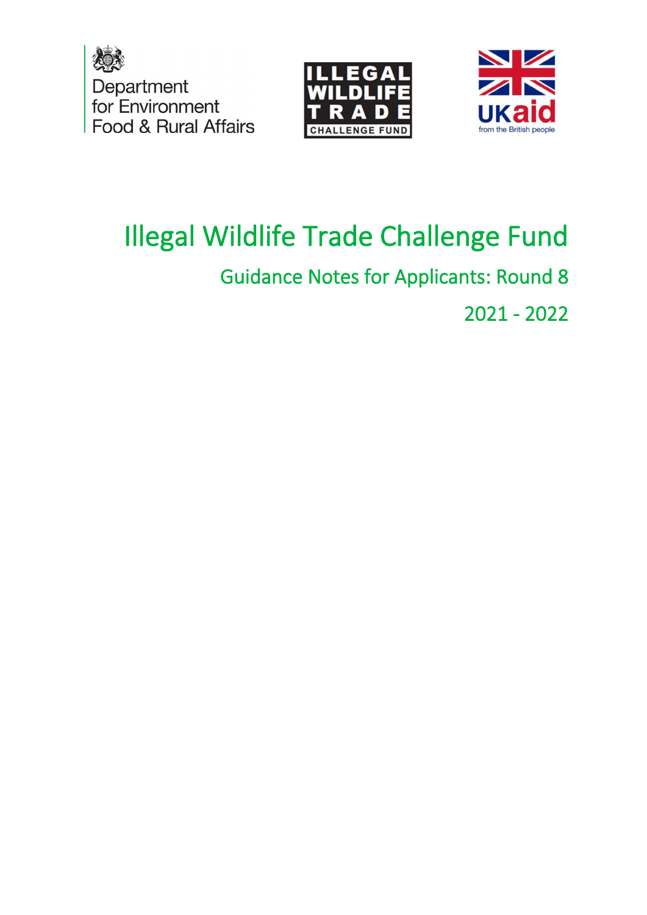Department for Environment Food & Rural Affairs

ILLEGAL WILDLIFE TRADE CHALLENGE FUND

UKaid from the British people

# Illegal Wildlife Trade Challenge Fund

## Guidance Notes for Applicants: Round 8

## 2021 - 2022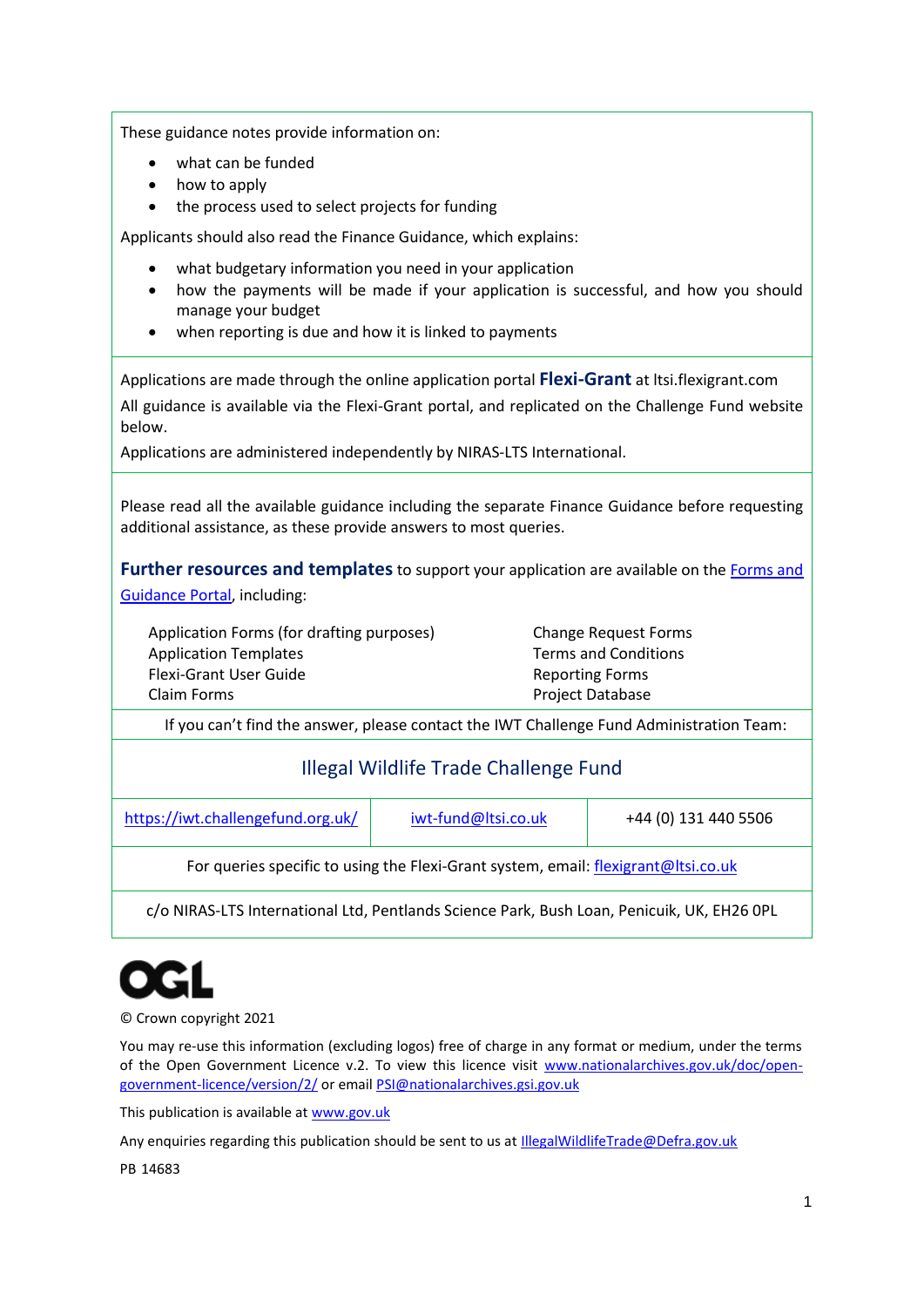These guidance notes provide information on:

- what can be funded
- how to apply
- the process used to select projects for funding

Applicants should also read the Finance Guidance, which explains:

- what budgetary information you need in your application
- how the payments will be made if your application is successful, and how you should manage your budget
- when reporting is due and how it is linked to payments

Applications are made through the online application portal **Flexi-Grant** at ltsi.flexigrant.com

All guidance is available via the Flexi-Grant portal, and replicated on the Challenge Fund website below.

Applications are administered independently by NIRAS-LTS International.

Please read all the available guidance including the separate Finance Guidance before requesting additional assistance, as these provide answers to most queries.

**Further resources and templates** to support your application are available on the Forms and Guidance Portal, including:

| | |
|---|---|
| Application Forms (for drafting purposes) | Change Request Forms |
| Application Templates | Terms and Conditions |
| Flexi-Grant User Guide | Reporting Forms |
| Claim Forms | Project Database |

If you can't find the answer, please contact the IWT Challenge Fund Administration Team:

## Illegal Wildlife Trade Challenge Fund

| | | |
|---|---|---|
| https://iwt.challengefund.org.uk/ | iwt-fund@ltsi.co.uk | +44 (0) 131 440 5506 |

For queries specific to using the Flexi-Grant system, email: flexigrant@ltsi.co.uk

c/o NIRAS-LTS International Ltd, Pentlands Science Park, Bush Loan, Penicuik, UK, EH26 0PL

OGL

© Crown copyright 2021

You may re-use this information (excluding logos) free of charge in any format or medium, under the terms of the Open Government Licence v.2. To view this licence visit www.nationalarchives.gov.uk/doc/open-government-licence/version/2/ or email PSI@nationalarchives.gsi.gov.uk

This publication is available at www.gov.uk

Any enquiries regarding this publication should be sent to us at IllegalWildlifeTrade@Defra.gov.uk

PB 14683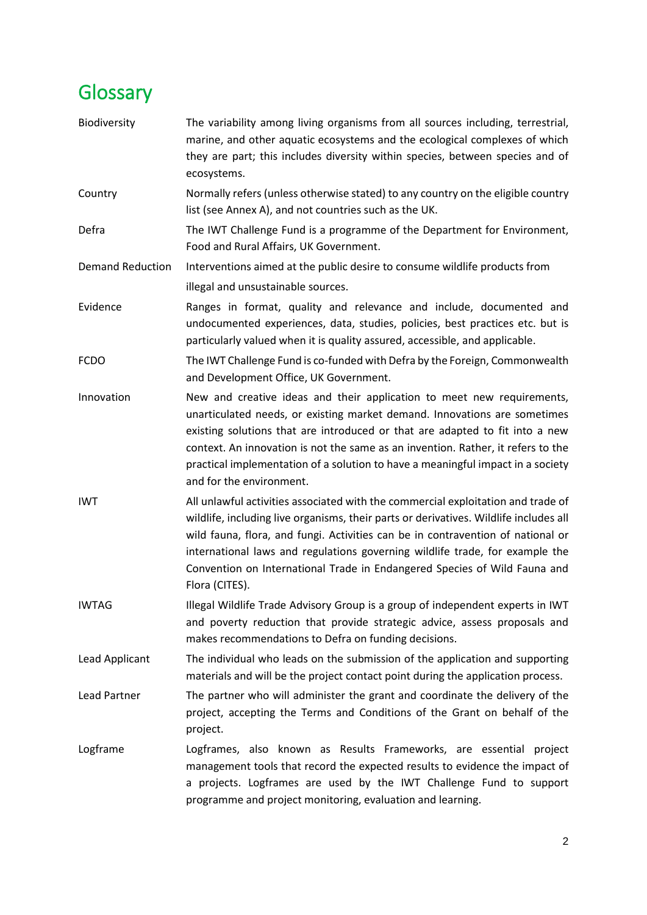# Glossary

| | |
|---|---|
| Biodiversity | The variability among living organisms from all sources including, terrestrial, marine, and other aquatic ecosystems and the ecological complexes of which they are part; this includes diversity within species, between species and of ecosystems. |
| Country | Normally refers (unless otherwise stated) to any country on the eligible country list (see Annex A), and not countries such as the UK. |
| Defra | The IWT Challenge Fund is a programme of the Department for Environment, Food and Rural Affairs, UK Government. |
| Demand Reduction | Interventions aimed at the public desire to consume wildlife products from illegal and unsustainable sources. |
| Evidence | Ranges in format, quality and relevance and include, documented and undocumented experiences, data, studies, policies, best practices etc. but is particularly valued when it is quality assured, accessible, and applicable. |
| FCDO | The IWT Challenge Fund is co-funded with Defra by the Foreign, Commonwealth and Development Office, UK Government. |
| Innovation | New and creative ideas and their application to meet new requirements, unarticulated needs, or existing market demand. Innovations are sometimes existing solutions that are introduced or that are adapted to fit into a new context. An innovation is not the same as an invention. Rather, it refers to the practical implementation of a solution to have a meaningful impact in a society and for the environment. |
| IWT | All unlawful activities associated with the commercial exploitation and trade of wildlife, including live organisms, their parts or derivatives. Wildlife includes all wild fauna, flora, and fungi. Activities can be in contravention of national or international laws and regulations governing wildlife trade, for example the Convention on International Trade in Endangered Species of Wild Fauna and Flora (CITES). |
| IWTAG | Illegal Wildlife Trade Advisory Group is a group of independent experts in IWT and poverty reduction that provide strategic advice, assess proposals and makes recommendations to Defra on funding decisions. |
| Lead Applicant | The individual who leads on the submission of the application and supporting materials and will be the project contact point during the application process. |
| Lead Partner | The partner who will administer the grant and coordinate the delivery of the project, accepting the Terms and Conditions of the Grant on behalf of the project. |
| Logframe | Logframes, also known as Results Frameworks, are essential project management tools that record the expected results to evidence the impact of a projects. Logframes are used by the IWT Challenge Fund to support programme and project monitoring, evaluation and learning. |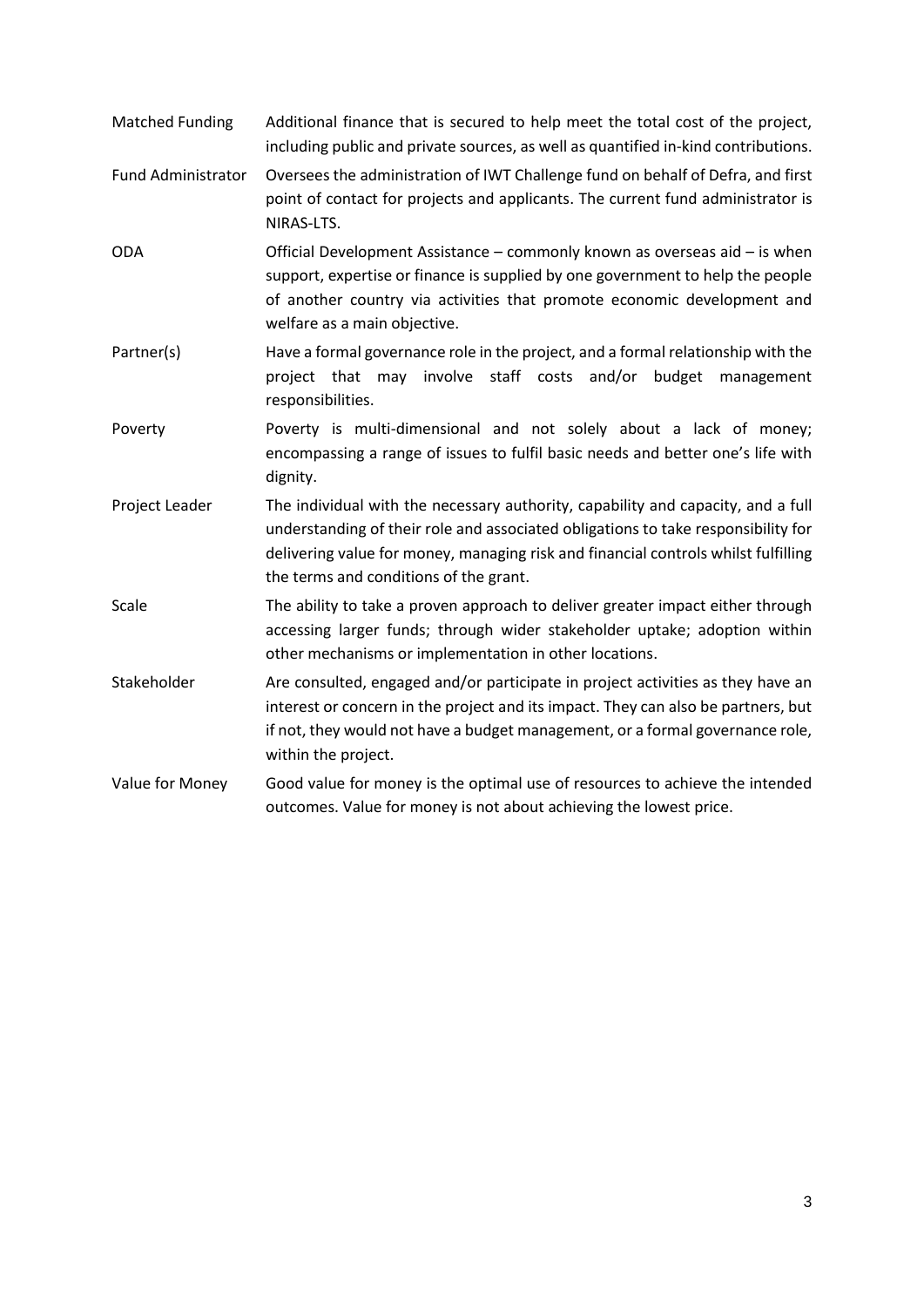| | |
|---|---|
| Matched Funding | Additional finance that is secured to help meet the total cost of the project, including public and private sources, as well as quantified in-kind contributions. |
| Fund Administrator | Oversees the administration of IWT Challenge fund on behalf of Defra, and first point of contact for projects and applicants. The current fund administrator is NIRAS-LTS. |
| ODA | Official Development Assistance – commonly known as overseas aid – is when support, expertise or finance is supplied by one government to help the people of another country via activities that promote economic development and welfare as a main objective. |
| Partner(s) | Have a formal governance role in the project, and a formal relationship with the project that may involve staff costs and/or budget management responsibilities. |
| Poverty | Poverty is multi-dimensional and not solely about a lack of money; encompassing a range of issues to fulfil basic needs and better one's life with dignity. |
| Project Leader | The individual with the necessary authority, capability and capacity, and a full understanding of their role and associated obligations to take responsibility for delivering value for money, managing risk and financial controls whilst fulfilling the terms and conditions of the grant. |
| Scale | The ability to take a proven approach to deliver greater impact either through accessing larger funds; through wider stakeholder uptake; adoption within other mechanisms or implementation in other locations. |
| Stakeholder | Are consulted, engaged and/or participate in project activities as they have an interest or concern in the project and its impact. They can also be partners, but if not, they would not have a budget management, or a formal governance role, within the project. |
| Value for Money | Good value for money is the optimal use of resources to achieve the intended outcomes. Value for money is not about achieving the lowest price. |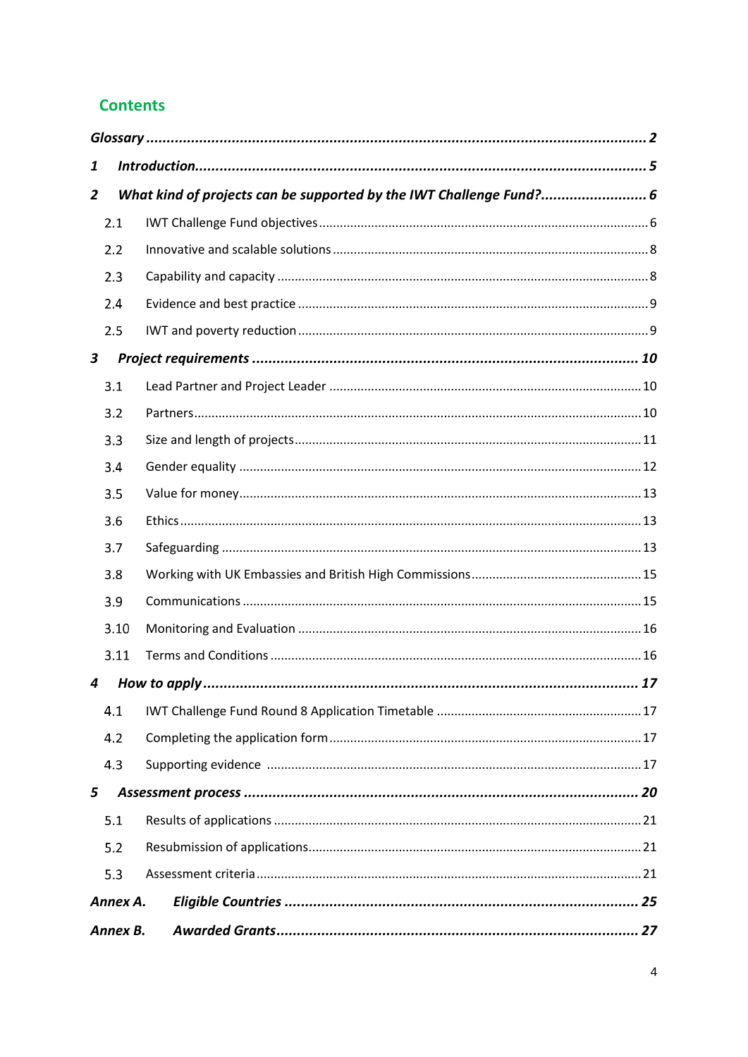## Contents

*Glossary* ........ *2*

*1 Introduction* ........ *5*

*2 What kind of projects can be supported by the IWT Challenge Fund?* ........ *6*

- 2.1 IWT Challenge Fund objectives ........ 6
- 2.2 Innovative and scalable solutions ........ 8
- 2.3 Capability and capacity ........ 8
- 2.4 Evidence and best practice ........ 9
- 2.5 IWT and poverty reduction ........ 9

*3 Project requirements* ........ *10*

- 3.1 Lead Partner and Project Leader ........ 10
- 3.2 Partners ........ 10
- 3.3 Size and length of projects ........ 11
- 3.4 Gender equality ........ 12
- 3.5 Value for money ........ 13
- 3.6 Ethics ........ 13
- 3.7 Safeguarding ........ 13
- 3.8 Working with UK Embassies and British High Commissions ........ 15
- 3.9 Communications ........ 15
- 3.10 Monitoring and Evaluation ........ 16
- 3.11 Terms and Conditions ........ 16

*4 How to apply* ........ *17*

- 4.1 IWT Challenge Fund Round 8 Application Timetable ........ 17
- 4.2 Completing the application form ........ 17
- 4.3 Supporting evidence ........ 17

*5 Assessment process* ........ *20*

- 5.1 Results of applications ........ 21
- 5.2 Resubmission of applications ........ 21
- 5.3 Assessment criteria ........ 21

*Annex A. Eligible Countries* ........ *25*

*Annex B. Awarded Grants* ........ *27*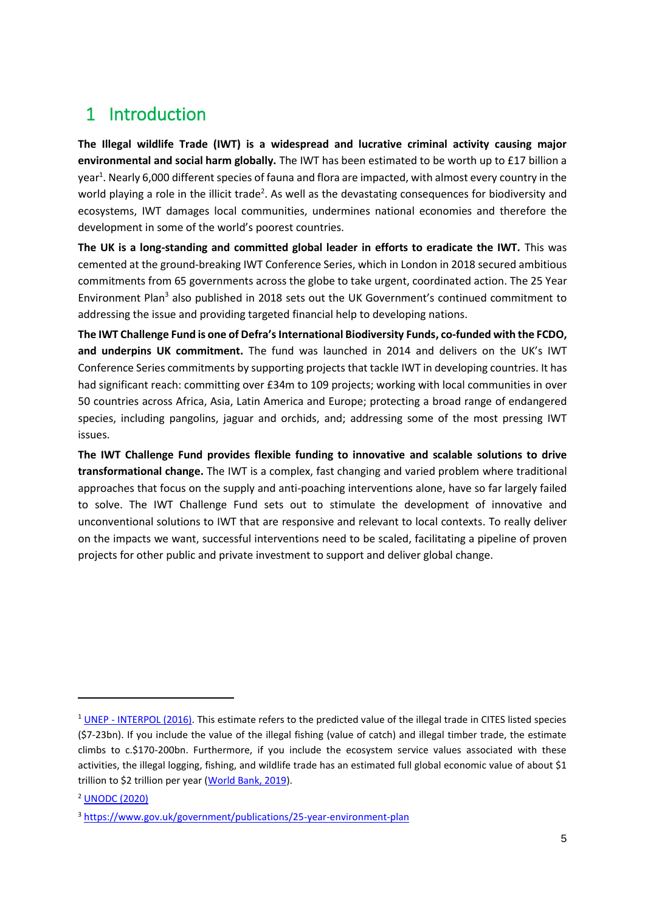# 1 Introduction

**The Illegal wildlife Trade (IWT) is a widespread and lucrative criminal activity causing major environmental and social harm globally.** The IWT has been estimated to be worth up to £17 billion a year[1]. Nearly 6,000 different species of fauna and flora are impacted, with almost every country in the world playing a role in the illicit trade[2]. As well as the devastating consequences for biodiversity and ecosystems, IWT damages local communities, undermines national economies and therefore the development in some of the world's poorest countries.

**The UK is a long-standing and committed global leader in efforts to eradicate the IWT.** This was cemented at the ground-breaking IWT Conference Series, which in London in 2018 secured ambitious commitments from 65 governments across the globe to take urgent, coordinated action. The 25 Year Environment Plan[3] also published in 2018 sets out the UK Government's continued commitment to addressing the issue and providing targeted financial help to developing nations.

**The IWT Challenge Fund is one of Defra's International Biodiversity Funds, co-funded with the FCDO, and underpins UK commitment.** The fund was launched in 2014 and delivers on the UK's IWT Conference Series commitments by supporting projects that tackle IWT in developing countries. It has had significant reach: committing over £34m to 109 projects; working with local communities in over 50 countries across Africa, Asia, Latin America and Europe; protecting a broad range of endangered species, including pangolins, jaguar and orchids, and; addressing some of the most pressing IWT issues.

**The IWT Challenge Fund provides flexible funding to innovative and scalable solutions to drive transformational change.** The IWT is a complex, fast changing and varied problem where traditional approaches that focus on the supply and anti-poaching interventions alone, have so far largely failed to solve. The IWT Challenge Fund sets out to stimulate the development of innovative and unconventional solutions to IWT that are responsive and relevant to local contexts. To really deliver on the impacts we want, successful interventions need to be scaled, facilitating a pipeline of proven projects for other public and private investment to support and deliver global change.

---

[1] UNEP - INTERPOL (2016). This estimate refers to the predicted value of the illegal trade in CITES listed species ($7-23bn). If you include the value of the illegal fishing (value of catch) and illegal timber trade, the estimate climbs to c.$170-200bn. Furthermore, if you include the ecosystem service values associated with these activities, the illegal logging, fishing, and wildlife trade has an estimated full global economic value of about $1 trillion to $2 trillion per year (World Bank, 2019).

[2] UNODC (2020)

[3] https://www.gov.uk/government/publications/25-year-environment-plan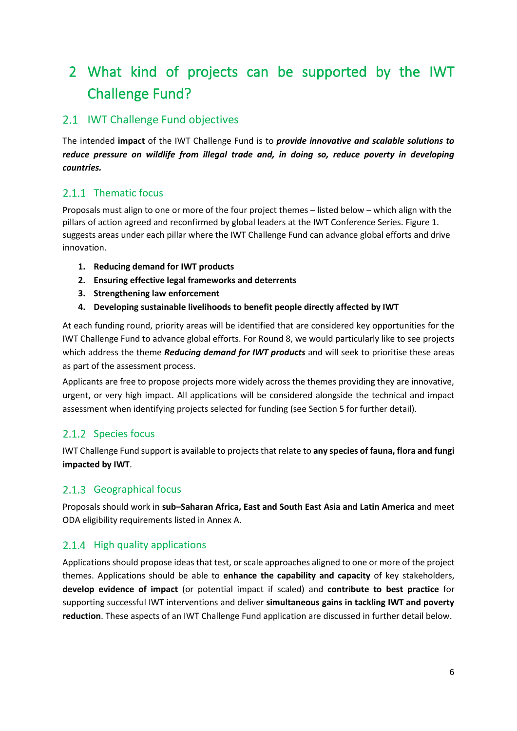# 2 What kind of projects can be supported by the IWT Challenge Fund?

## 2.1 IWT Challenge Fund objectives

The intended **impact** of the IWT Challenge Fund is to ***provide innovative and scalable solutions to reduce pressure on wildlife from illegal trade and, in doing so, reduce poverty in developing countries.***

### 2.1.1 Thematic focus

Proposals must align to one or more of the four project themes – listed below – which align with the pillars of action agreed and reconfirmed by global leaders at the IWT Conference Series. Figure 1. suggests areas under each pillar where the IWT Challenge Fund can advance global efforts and drive innovation.

1. **Reducing demand for IWT products**
2. **Ensuring effective legal frameworks and deterrents**
3. **Strengthening law enforcement**
4. **Developing sustainable livelihoods to benefit people directly affected by IWT**

At each funding round, priority areas will be identified that are considered key opportunities for the IWT Challenge Fund to advance global efforts. For Round 8, we would particularly like to see projects which address the theme ***Reducing demand for IWT products*** and will seek to prioritise these areas as part of the assessment process.

Applicants are free to propose projects more widely across the themes providing they are innovative, urgent, or very high impact. All applications will be considered alongside the technical and impact assessment when identifying projects selected for funding (see Section 5 for further detail).

### 2.1.2 Species focus

IWT Challenge Fund support is available to projects that relate to **any species of fauna, flora and fungi impacted by IWT**.

### 2.1.3 Geographical focus

Proposals should work in **sub–Saharan Africa, East and South East Asia and Latin America** and meet ODA eligibility requirements listed in Annex A.

### 2.1.4 High quality applications

Applications should propose ideas that test, or scale approaches aligned to one or more of the project themes. Applications should be able to **enhance the capability and capacity** of key stakeholders, **develop evidence of impact** (or potential impact if scaled) and **contribute to best practice** for supporting successful IWT interventions and deliver **simultaneous gains in tackling IWT and poverty reduction**. These aspects of an IWT Challenge Fund application are discussed in further detail below.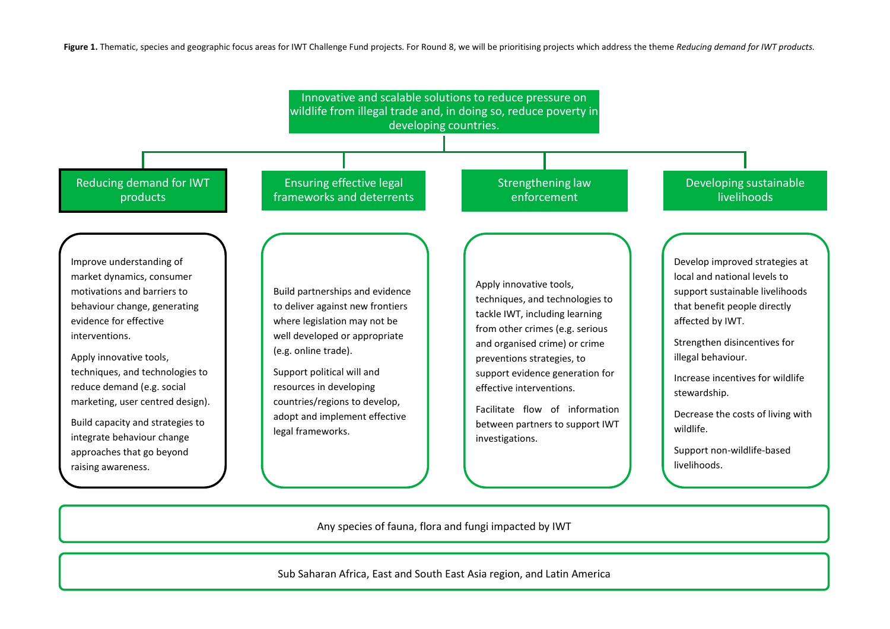**Figure 1.** Thematic, species and geographic focus areas for IWT Challenge Fund projects. For Round 8, we will be prioritising projects which address the theme *Reducing demand for IWT products.*

**Innovative and scalable solutions to reduce pressure on wildlife from illegal trade and, in doing so, reduce poverty in developing countries.**

**Reducing demand for IWT products**

Improve understanding of market dynamics, consumer motivations and barriers to behaviour change, generating evidence for effective interventions.

Apply innovative tools, techniques, and technologies to reduce demand (e.g. social marketing, user centred design).

Build capacity and strategies to integrate behaviour change approaches that go beyond raising awareness.

**Ensuring effective legal frameworks and deterrents**

Build partnerships and evidence to deliver against new frontiers where legislation may not be well developed or appropriate (e.g. online trade).

Support political will and resources in developing countries/regions to develop, adopt and implement effective legal frameworks.

**Strengthening law enforcement**

Apply innovative tools, techniques, and technologies to tackle IWT, including learning from other crimes (e.g. serious and organised crime) or crime preventions strategies, to support evidence generation for effective interventions.

Facilitate flow of information between partners to support IWT investigations.

**Developing sustainable livelihoods**

Develop improved strategies at local and national levels to support sustainable livelihoods that benefit people directly affected by IWT.

Strengthen disincentives for illegal behaviour.

Increase incentives for wildlife stewardship.

Decrease the costs of living with wildlife.

Support non-wildlife-based livelihoods.

Any species of fauna, flora and fungi impacted by IWT

Sub Saharan Africa, East and South East Asia region, and Latin America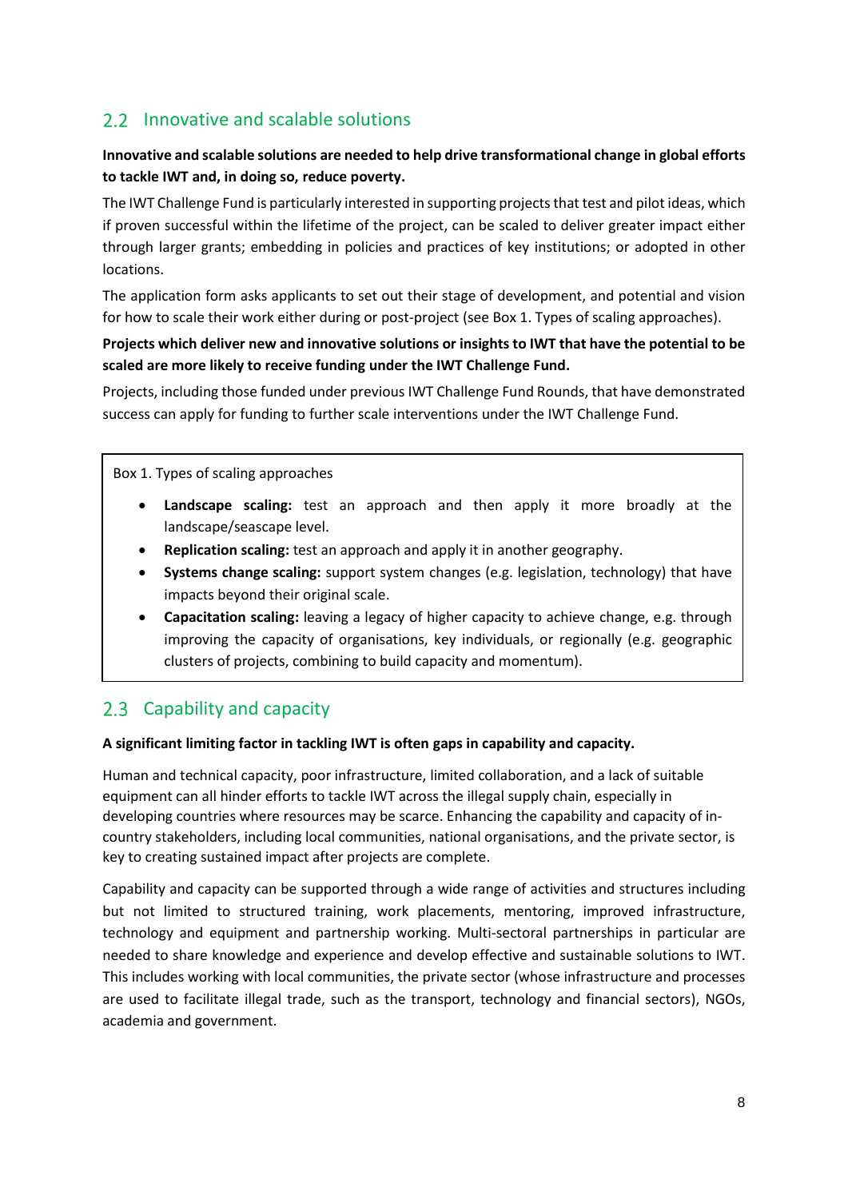## 2.2 Innovative and scalable solutions

**Innovative and scalable solutions are needed to help drive transformational change in global efforts to tackle IWT and, in doing so, reduce poverty.**

The IWT Challenge Fund is particularly interested in supporting projects that test and pilot ideas, which if proven successful within the lifetime of the project, can be scaled to deliver greater impact either through larger grants; embedding in policies and practices of key institutions; or adopted in other locations.

The application form asks applicants to set out their stage of development, and potential and vision for how to scale their work either during or post-project (see Box 1. Types of scaling approaches).

**Projects which deliver new and innovative solutions or insights to IWT that have the potential to be scaled are more likely to receive funding under the IWT Challenge Fund.**

Projects, including those funded under previous IWT Challenge Fund Rounds, that have demonstrated success can apply for funding to further scale interventions under the IWT Challenge Fund.

Box 1. Types of scaling approaches

- **Landscape scaling:** test an approach and then apply it more broadly at the landscape/seascape level.
- **Replication scaling:** test an approach and apply it in another geography.
- **Systems change scaling:** support system changes (e.g. legislation, technology) that have impacts beyond their original scale.
- **Capacitation scaling:** leaving a legacy of higher capacity to achieve change, e.g. through improving the capacity of organisations, key individuals, or regionally (e.g. geographic clusters of projects, combining to build capacity and momentum).

## 2.3 Capability and capacity

**A significant limiting factor in tackling IWT is often gaps in capability and capacity.**

Human and technical capacity, poor infrastructure, limited collaboration, and a lack of suitable equipment can all hinder efforts to tackle IWT across the illegal supply chain, especially in developing countries where resources may be scarce. Enhancing the capability and capacity of in-country stakeholders, including local communities, national organisations, and the private sector, is key to creating sustained impact after projects are complete.

Capability and capacity can be supported through a wide range of activities and structures including but not limited to structured training, work placements, mentoring, improved infrastructure, technology and equipment and partnership working. Multi-sectoral partnerships in particular are needed to share knowledge and experience and develop effective and sustainable solutions to IWT. This includes working with local communities, the private sector (whose infrastructure and processes are used to facilitate illegal trade, such as the transport, technology and financial sectors), NGOs, academia and government.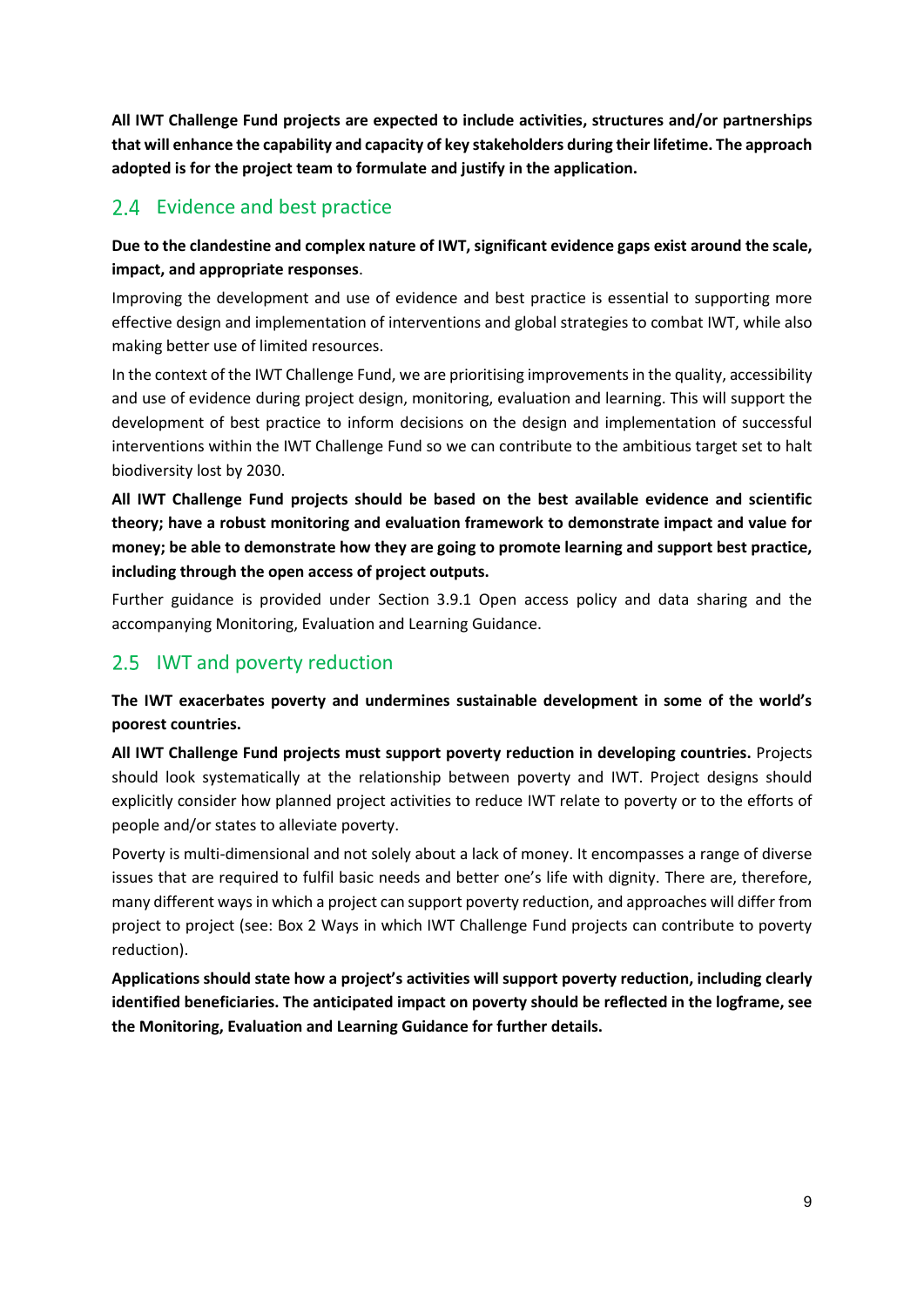**All IWT Challenge Fund projects are expected to include activities, structures and/or partnerships that will enhance the capability and capacity of key stakeholders during their lifetime. The approach adopted is for the project team to formulate and justify in the application.**

## 2.4 Evidence and best practice

**Due to the clandestine and complex nature of IWT, significant evidence gaps exist around the scale, impact, and appropriate responses**.

Improving the development and use of evidence and best practice is essential to supporting more effective design and implementation of interventions and global strategies to combat IWT, while also making better use of limited resources.

In the context of the IWT Challenge Fund, we are prioritising improvements in the quality, accessibility and use of evidence during project design, monitoring, evaluation and learning. This will support the development of best practice to inform decisions on the design and implementation of successful interventions within the IWT Challenge Fund so we can contribute to the ambitious target set to halt biodiversity lost by 2030.

**All IWT Challenge Fund projects should be based on the best available evidence and scientific theory; have a robust monitoring and evaluation framework to demonstrate impact and value for money; be able to demonstrate how they are going to promote learning and support best practice, including through the open access of project outputs.**

Further guidance is provided under Section 3.9.1 Open access policy and data sharing and the accompanying Monitoring, Evaluation and Learning Guidance.

## 2.5 IWT and poverty reduction

**The IWT exacerbates poverty and undermines sustainable development in some of the world's poorest countries.**

**All IWT Challenge Fund projects must support poverty reduction in developing countries.** Projects should look systematically at the relationship between poverty and IWT. Project designs should explicitly consider how planned project activities to reduce IWT relate to poverty or to the efforts of people and/or states to alleviate poverty.

Poverty is multi-dimensional and not solely about a lack of money. It encompasses a range of diverse issues that are required to fulfil basic needs and better one's life with dignity. There are, therefore, many different ways in which a project can support poverty reduction, and approaches will differ from project to project (see: Box 2 Ways in which IWT Challenge Fund projects can contribute to poverty reduction).

**Applications should state how a project's activities will support poverty reduction, including clearly identified beneficiaries. The anticipated impact on poverty should be reflected in the logframe, see the Monitoring, Evaluation and Learning Guidance for further details.**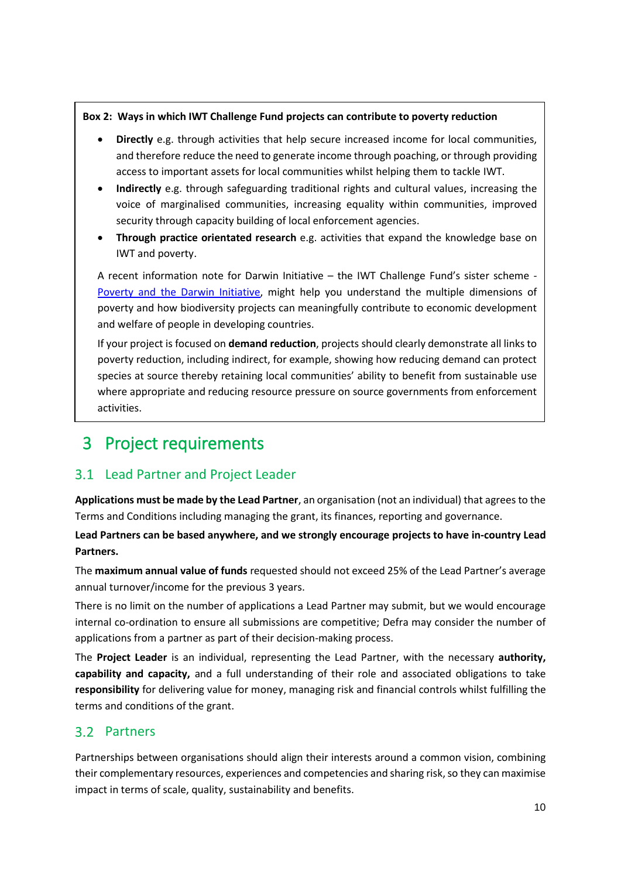**Box 2: Ways in which IWT Challenge Fund projects can contribute to poverty reduction**

- **Directly** e.g. through activities that help secure increased income for local communities, and therefore reduce the need to generate income through poaching, or through providing access to important assets for local communities whilst helping them to tackle IWT.
- **Indirectly** e.g. through safeguarding traditional rights and cultural values, increasing the voice of marginalised communities, increasing equality within communities, improved security through capacity building of local enforcement agencies.
- **Through practice orientated research** e.g. activities that expand the knowledge base on IWT and poverty.

A recent information note for Darwin Initiative – the IWT Challenge Fund's sister scheme - [Poverty and the Darwin Initiative](), might help you understand the multiple dimensions of poverty and how biodiversity projects can meaningfully contribute to economic development and welfare of people in developing countries.

If your project is focused on **demand reduction**, projects should clearly demonstrate all links to poverty reduction, including indirect, for example, showing how reducing demand can protect species at source thereby retaining local communities' ability to benefit from sustainable use where appropriate and reducing resource pressure on source governments from enforcement activities.

# 3 Project requirements

## 3.1 Lead Partner and Project Leader

**Applications must be made by the Lead Partner**, an organisation (not an individual) that agrees to the Terms and Conditions including managing the grant, its finances, reporting and governance.

**Lead Partners can be based anywhere, and we strongly encourage projects to have in-country Lead Partners.**

The **maximum annual value of funds** requested should not exceed 25% of the Lead Partner's average annual turnover/income for the previous 3 years.

There is no limit on the number of applications a Lead Partner may submit, but we would encourage internal co-ordination to ensure all submissions are competitive; Defra may consider the number of applications from a partner as part of their decision-making process.

The **Project Leader** is an individual, representing the Lead Partner, with the necessary **authority, capability and capacity,** and a full understanding of their role and associated obligations to take **responsibility** for delivering value for money, managing risk and financial controls whilst fulfilling the terms and conditions of the grant.

## 3.2 Partners

Partnerships between organisations should align their interests around a common vision, combining their complementary resources, experiences and competencies and sharing risk, so they can maximise impact in terms of scale, quality, sustainability and benefits.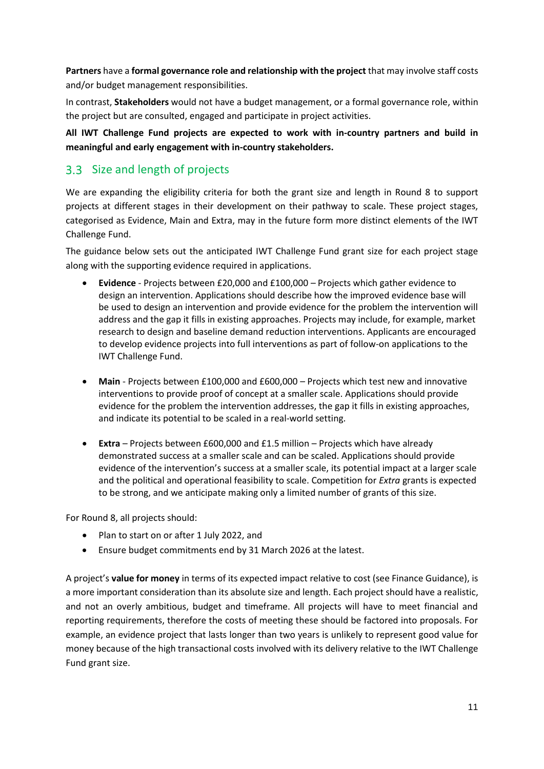**Partners** have a **formal governance role and relationship with the project** that may involve staff costs and/or budget management responsibilities.

In contrast, **Stakeholders** would not have a budget management, or a formal governance role, within the project but are consulted, engaged and participate in project activities.

**All IWT Challenge Fund projects are expected to work with in-country partners and build in meaningful and early engagement with in-country stakeholders.**

## 3.3 Size and length of projects

We are expanding the eligibility criteria for both the grant size and length in Round 8 to support projects at different stages in their development on their pathway to scale. These project stages, categorised as Evidence, Main and Extra, may in the future form more distinct elements of the IWT Challenge Fund.

The guidance below sets out the anticipated IWT Challenge Fund grant size for each project stage along with the supporting evidence required in applications.

- **Evidence** - Projects between £20,000 and £100,000 – Projects which gather evidence to design an intervention. Applications should describe how the improved evidence base will be used to design an intervention and provide evidence for the problem the intervention will address and the gap it fills in existing approaches. Projects may include, for example, market research to design and baseline demand reduction interventions. Applicants are encouraged to develop evidence projects into full interventions as part of follow-on applications to the IWT Challenge Fund.

- **Main** - Projects between £100,000 and £600,000 – Projects which test new and innovative interventions to provide proof of concept at a smaller scale. Applications should provide evidence for the problem the intervention addresses, the gap it fills in existing approaches, and indicate its potential to be scaled in a real-world setting.

- **Extra** – Projects between £600,000 and £1.5 million – Projects which have already demonstrated success at a smaller scale and can be scaled. Applications should provide evidence of the intervention's success at a smaller scale, its potential impact at a larger scale and the political and operational feasibility to scale. Competition for *Extra* grants is expected to be strong, and we anticipate making only a limited number of grants of this size.

For Round 8, all projects should:

- Plan to start on or after 1 July 2022, and
- Ensure budget commitments end by 31 March 2026 at the latest.

A project's **value for money** in terms of its expected impact relative to cost (see Finance Guidance), is a more important consideration than its absolute size and length. Each project should have a realistic, and not an overly ambitious, budget and timeframe. All projects will have to meet financial and reporting requirements, therefore the costs of meeting these should be factored into proposals. For example, an evidence project that lasts longer than two years is unlikely to represent good value for money because of the high transactional costs involved with its delivery relative to the IWT Challenge Fund grant size.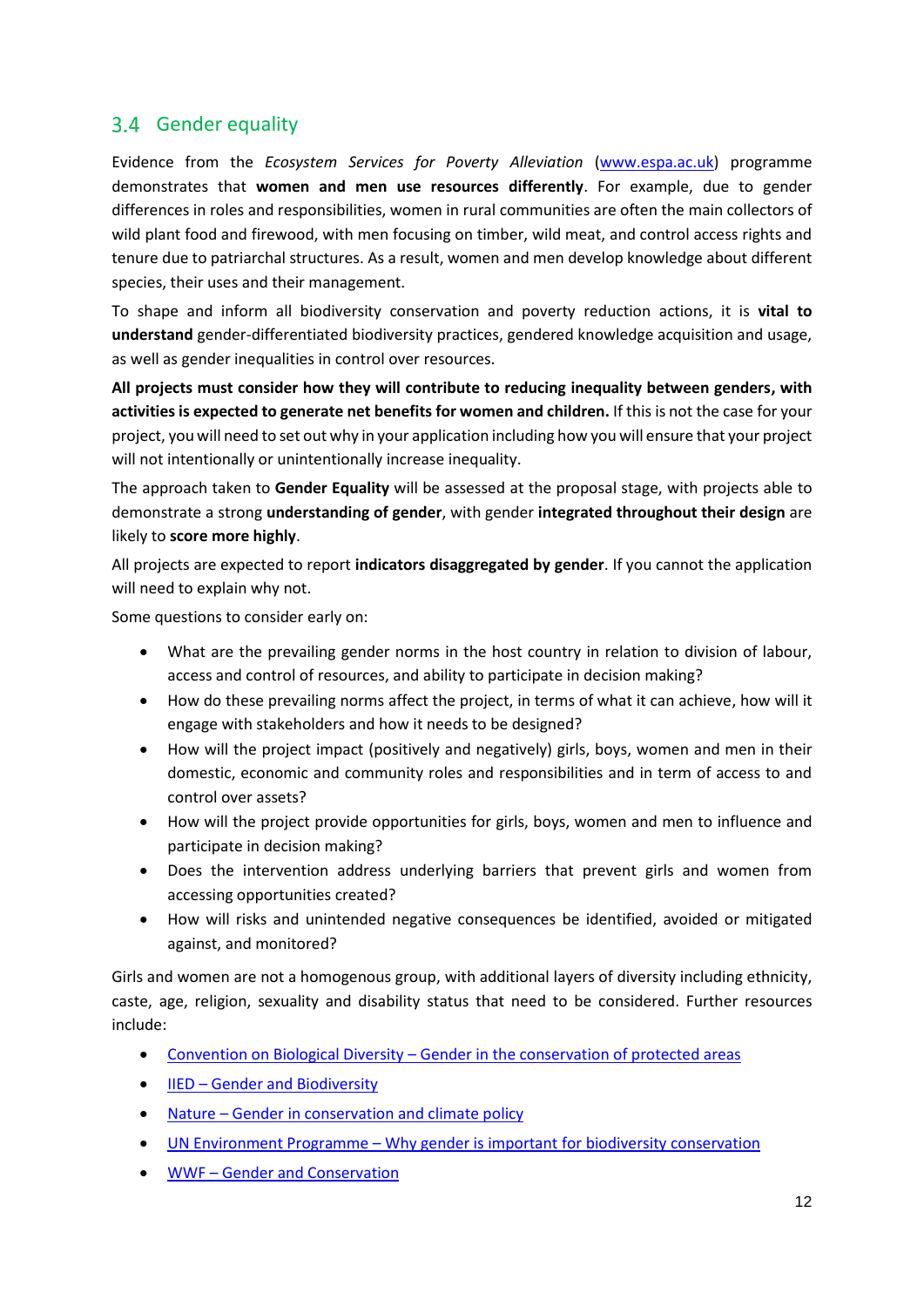## 3.4 Gender equality

Evidence from the *Ecosystem Services for Poverty Alleviation* (www.espa.ac.uk) programme demonstrates that **women and men use resources differently**. For example, due to gender differences in roles and responsibilities, women in rural communities are often the main collectors of wild plant food and firewood, with men focusing on timber, wild meat, and control access rights and tenure due to patriarchal structures. As a result, women and men develop knowledge about different species, their uses and their management.

To shape and inform all biodiversity conservation and poverty reduction actions, it is **vital to understand** gender-differentiated biodiversity practices, gendered knowledge acquisition and usage, as well as gender inequalities in control over resources.

**All projects must consider how they will contribute to reducing inequality between genders, with activities is expected to generate net benefits for women and children.** If this is not the case for your project, you will need to set out why in your application including how you will ensure that your project will not intentionally or unintentionally increase inequality.

The approach taken to **Gender Equality** will be assessed at the proposal stage, with projects able to demonstrate a strong **understanding of gender**, with gender **integrated throughout their design** are likely to **score more highly**.

All projects are expected to report **indicators disaggregated by gender**. If you cannot the application will need to explain why not.

Some questions to consider early on:

- What are the prevailing gender norms in the host country in relation to division of labour, access and control of resources, and ability to participate in decision making?
- How do these prevailing norms affect the project, in terms of what it can achieve, how will it engage with stakeholders and how it needs to be designed?
- How will the project impact (positively and negatively) girls, boys, women and men in their domestic, economic and community roles and responsibilities and in term of access to and control over assets?
- How will the project provide opportunities for girls, boys, women and men to influence and participate in decision making?
- Does the intervention address underlying barriers that prevent girls and women from accessing opportunities created?
- How will risks and unintended negative consequences be identified, avoided or mitigated against, and monitored?

Girls and women are not a homogenous group, with additional layers of diversity including ethnicity, caste, age, religion, sexuality and disability status that need to be considered. Further resources include:

- Convention on Biological Diversity – Gender in the conservation of protected areas
- IIED – Gender and Biodiversity
- Nature – Gender in conservation and climate policy
- UN Environment Programme – Why gender is important for biodiversity conservation
- WWF – Gender and Conservation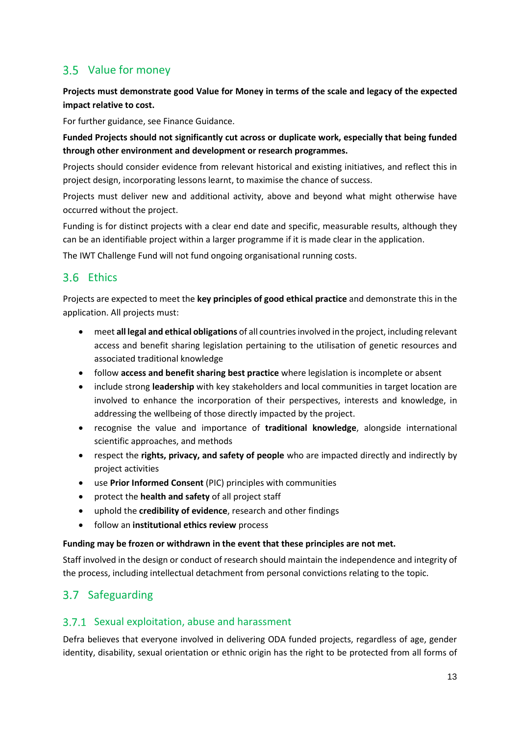## 3.5 Value for money

**Projects must demonstrate good Value for Money in terms of the scale and legacy of the expected impact relative to cost.**

For further guidance, see Finance Guidance.

**Funded Projects should not significantly cut across or duplicate work, especially that being funded through other environment and development or research programmes.**

Projects should consider evidence from relevant historical and existing initiatives, and reflect this in project design, incorporating lessons learnt, to maximise the chance of success.

Projects must deliver new and additional activity, above and beyond what might otherwise have occurred without the project.

Funding is for distinct projects with a clear end date and specific, measurable results, although they can be an identifiable project within a larger programme if it is made clear in the application.

The IWT Challenge Fund will not fund ongoing organisational running costs.

## 3.6 Ethics

Projects are expected to meet the **key principles of good ethical practice** and demonstrate this in the application. All projects must:

- meet **all legal and ethical obligations** of all countries involved in the project, including relevant access and benefit sharing legislation pertaining to the utilisation of genetic resources and associated traditional knowledge
- follow **access and benefit sharing best practice** where legislation is incomplete or absent
- include strong **leadership** with key stakeholders and local communities in target location are involved to enhance the incorporation of their perspectives, interests and knowledge, in addressing the wellbeing of those directly impacted by the project.
- recognise the value and importance of **traditional knowledge**, alongside international scientific approaches, and methods
- respect the **rights, privacy, and safety of people** who are impacted directly and indirectly by project activities
- use **Prior Informed Consent** (PIC) principles with communities
- protect the **health and safety** of all project staff
- uphold the **credibility of evidence**, research and other findings
- follow an **institutional ethics review** process

**Funding may be frozen or withdrawn in the event that these principles are not met.**

Staff involved in the design or conduct of research should maintain the independence and integrity of the process, including intellectual detachment from personal convictions relating to the topic.

## 3.7 Safeguarding

### 3.7.1 Sexual exploitation, abuse and harassment

Defra believes that everyone involved in delivering ODA funded projects, regardless of age, gender identity, disability, sexual orientation or ethnic origin has the right to be protected from all forms of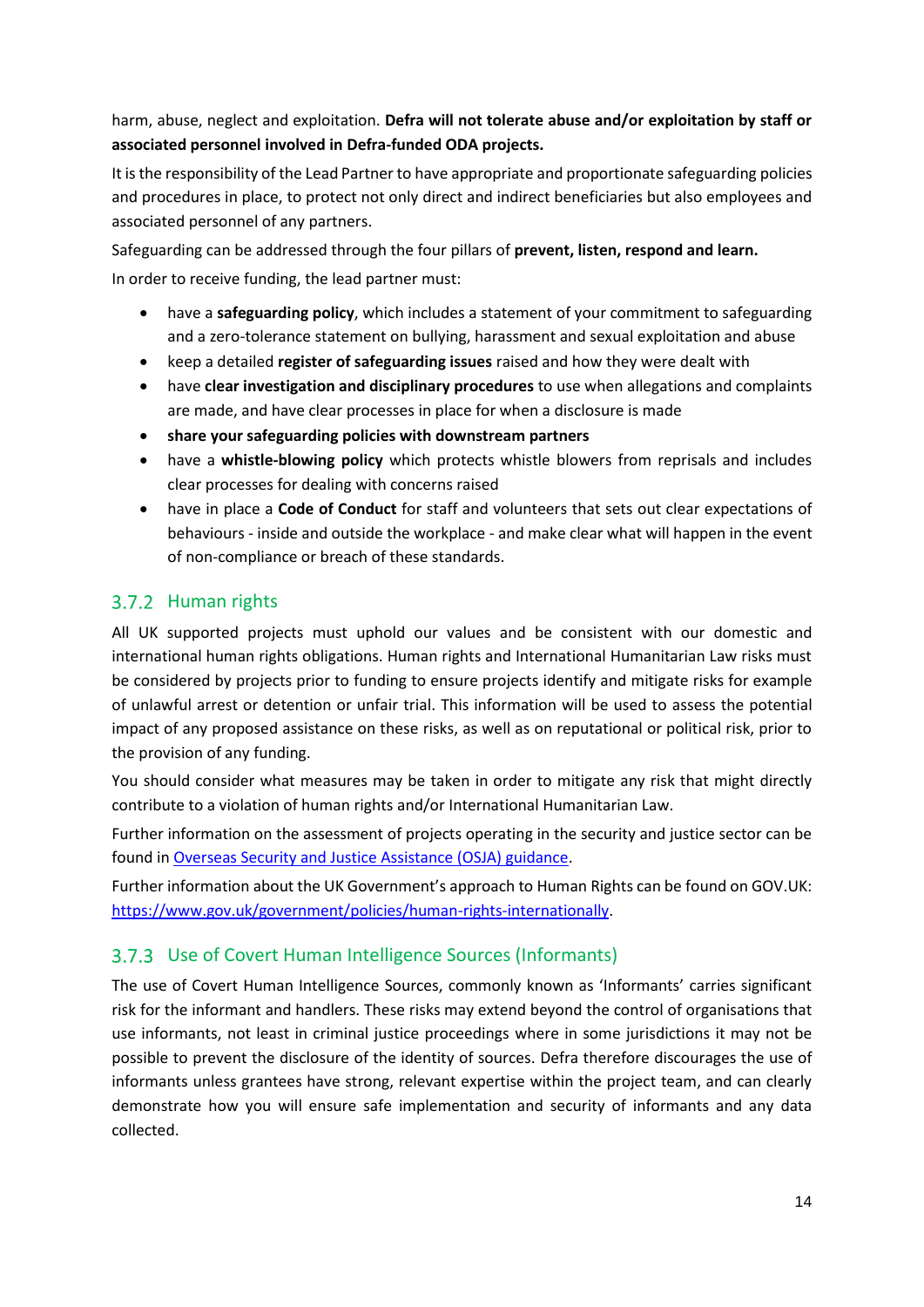harm, abuse, neglect and exploitation. **Defra will not tolerate abuse and/or exploitation by staff or associated personnel involved in Defra-funded ODA projects.**

It is the responsibility of the Lead Partner to have appropriate and proportionate safeguarding policies and procedures in place, to protect not only direct and indirect beneficiaries but also employees and associated personnel of any partners.

Safeguarding can be addressed through the four pillars of **prevent, listen, respond and learn.**

In order to receive funding, the lead partner must:

- have a **safeguarding policy**, which includes a statement of your commitment to safeguarding and a zero-tolerance statement on bullying, harassment and sexual exploitation and abuse
- keep a detailed **register of safeguarding issues** raised and how they were dealt with
- have **clear investigation and disciplinary procedures** to use when allegations and complaints are made, and have clear processes in place for when a disclosure is made
- **share your safeguarding policies with downstream partners**
- have a **whistle-blowing policy** which protects whistle blowers from reprisals and includes clear processes for dealing with concerns raised
- have in place a **Code of Conduct** for staff and volunteers that sets out clear expectations of behaviours - inside and outside the workplace - and make clear what will happen in the event of non-compliance or breach of these standards.

### 3.7.2 Human rights

All UK supported projects must uphold our values and be consistent with our domestic and international human rights obligations. Human rights and International Humanitarian Law risks must be considered by projects prior to funding to ensure projects identify and mitigate risks for example of unlawful arrest or detention or unfair trial. This information will be used to assess the potential impact of any proposed assistance on these risks, as well as on reputational or political risk, prior to the provision of any funding.

You should consider what measures may be taken in order to mitigate any risk that might directly contribute to a violation of human rights and/or International Humanitarian Law.

Further information on the assessment of projects operating in the security and justice sector can be found in [Overseas Security and Justice Assistance (OSJA) guidance](#).

Further information about the UK Government's approach to Human Rights can be found on GOV.UK: [https://www.gov.uk/government/policies/human-rights-internationally](https://www.gov.uk/government/policies/human-rights-internationally).

### 3.7.3 Use of Covert Human Intelligence Sources (Informants)

The use of Covert Human Intelligence Sources, commonly known as 'Informants' carries significant risk for the informant and handlers. These risks may extend beyond the control of organisations that use informants, not least in criminal justice proceedings where in some jurisdictions it may not be possible to prevent the disclosure of the identity of sources. Defra therefore discourages the use of informants unless grantees have strong, relevant expertise within the project team, and can clearly demonstrate how you will ensure safe implementation and security of informants and any data collected.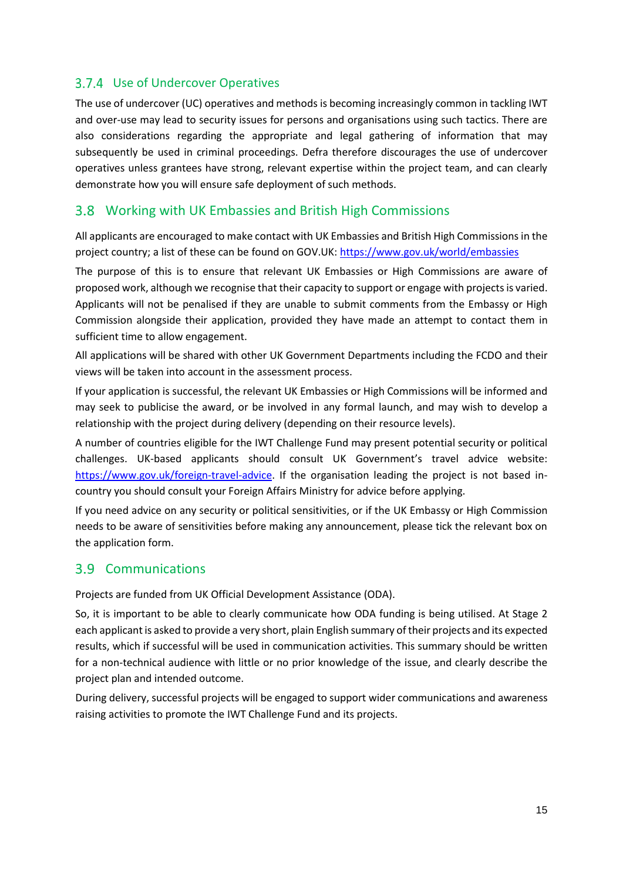### 3.7.4 Use of Undercover Operatives

The use of undercover (UC) operatives and methods is becoming increasingly common in tackling IWT and over-use may lead to security issues for persons and organisations using such tactics. There are also considerations regarding the appropriate and legal gathering of information that may subsequently be used in criminal proceedings. Defra therefore discourages the use of undercover operatives unless grantees have strong, relevant expertise within the project team, and can clearly demonstrate how you will ensure safe deployment of such methods.

## 3.8 Working with UK Embassies and British High Commissions

All applicants are encouraged to make contact with UK Embassies and British High Commissions in the project country; a list of these can be found on GOV.UK: [https://www.gov.uk/world/embassies](https://www.gov.uk/world/embassies)

The purpose of this is to ensure that relevant UK Embassies or High Commissions are aware of proposed work, although we recognise that their capacity to support or engage with projects is varied. Applicants will not be penalised if they are unable to submit comments from the Embassy or High Commission alongside their application, provided they have made an attempt to contact them in sufficient time to allow engagement.

All applications will be shared with other UK Government Departments including the FCDO and their views will be taken into account in the assessment process.

If your application is successful, the relevant UK Embassies or High Commissions will be informed and may seek to publicise the award, or be involved in any formal launch, and may wish to develop a relationship with the project during delivery (depending on their resource levels).

A number of countries eligible for the IWT Challenge Fund may present potential security or political challenges. UK-based applicants should consult UK Government's travel advice website: [https://www.gov.uk/foreign-travel-advice](https://www.gov.uk/foreign-travel-advice). If the organisation leading the project is not based in-country you should consult your Foreign Affairs Ministry for advice before applying.

If you need advice on any security or political sensitivities, or if the UK Embassy or High Commission needs to be aware of sensitivities before making any announcement, please tick the relevant box on the application form.

## 3.9 Communications

Projects are funded from UK Official Development Assistance (ODA).

So, it is important to be able to clearly communicate how ODA funding is being utilised. At Stage 2 each applicant is asked to provide a very short, plain English summary of their projects and its expected results, which if successful will be used in communication activities. This summary should be written for a non-technical audience with little or no prior knowledge of the issue, and clearly describe the project plan and intended outcome.

During delivery, successful projects will be engaged to support wider communications and awareness raising activities to promote the IWT Challenge Fund and its projects.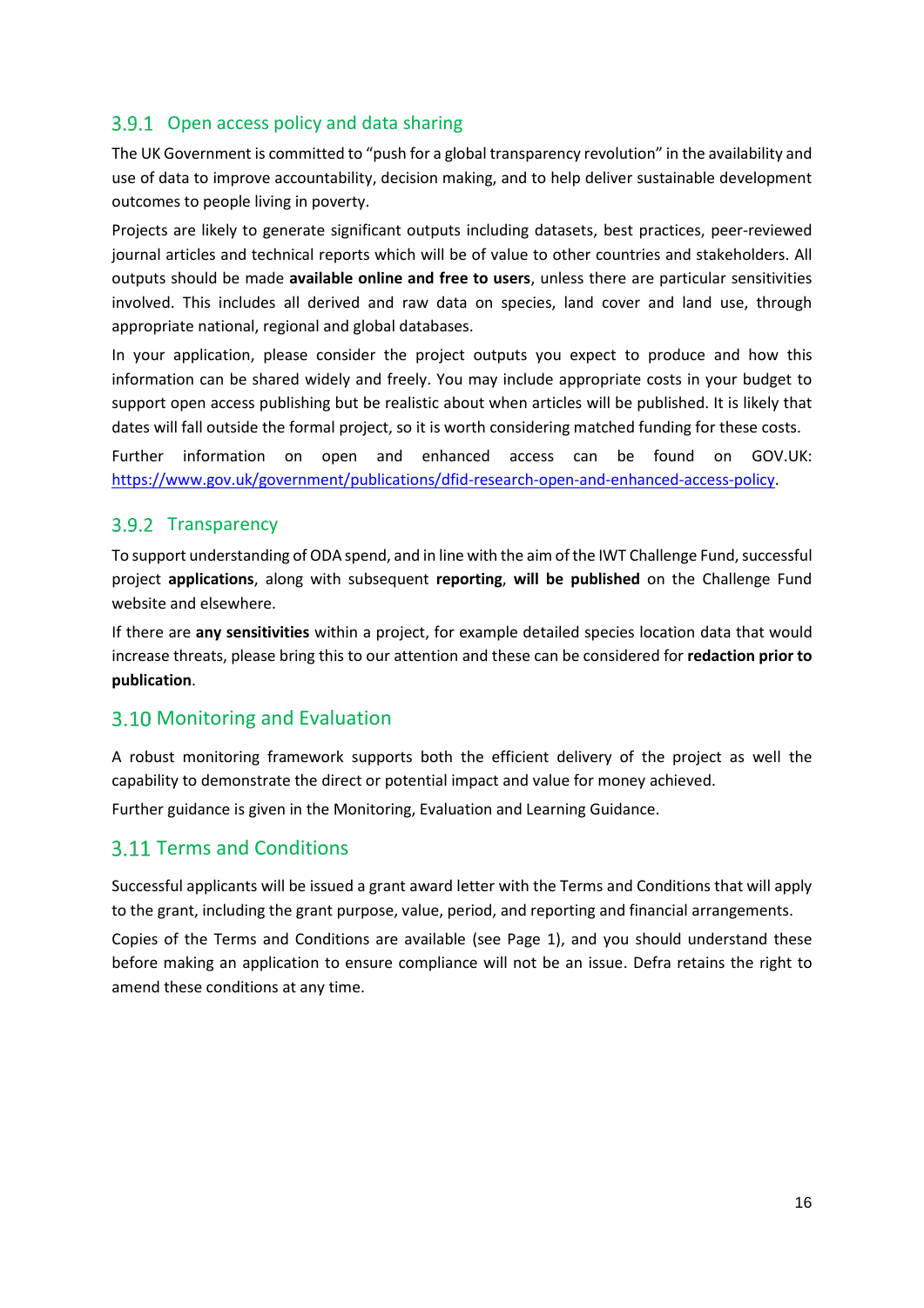### 3.9.1 Open access policy and data sharing

The UK Government is committed to "push for a global transparency revolution" in the availability and use of data to improve accountability, decision making, and to help deliver sustainable development outcomes to people living in poverty.

Projects are likely to generate significant outputs including datasets, best practices, peer-reviewed journal articles and technical reports which will be of value to other countries and stakeholders. All outputs should be made **available online and free to users**, unless there are particular sensitivities involved. This includes all derived and raw data on species, land cover and land use, through appropriate national, regional and global databases.

In your application, please consider the project outputs you expect to produce and how this information can be shared widely and freely. You may include appropriate costs in your budget to support open access publishing but be realistic about when articles will be published. It is likely that dates will fall outside the formal project, so it is worth considering matched funding for these costs.

Further information on open and enhanced access can be found on GOV.UK: [https://www.gov.uk/government/publications/dfid-research-open-and-enhanced-access-policy](https://www.gov.uk/government/publications/dfid-research-open-and-enhanced-access-policy).

### 3.9.2 Transparency

To support understanding of ODA spend, and in line with the aim of the IWT Challenge Fund, successful project **applications**, along with subsequent **reporting**, **will be published** on the Challenge Fund website and elsewhere.

If there are **any sensitivities** within a project, for example detailed species location data that would increase threats, please bring this to our attention and these can be considered for **redaction prior to publication**.

## 3.10 Monitoring and Evaluation

A robust monitoring framework supports both the efficient delivery of the project as well the capability to demonstrate the direct or potential impact and value for money achieved.

Further guidance is given in the Monitoring, Evaluation and Learning Guidance.

## 3.11 Terms and Conditions

Successful applicants will be issued a grant award letter with the Terms and Conditions that will apply to the grant, including the grant purpose, value, period, and reporting and financial arrangements.

Copies of the Terms and Conditions are available (see Page 1), and you should understand these before making an application to ensure compliance will not be an issue. Defra retains the right to amend these conditions at any time.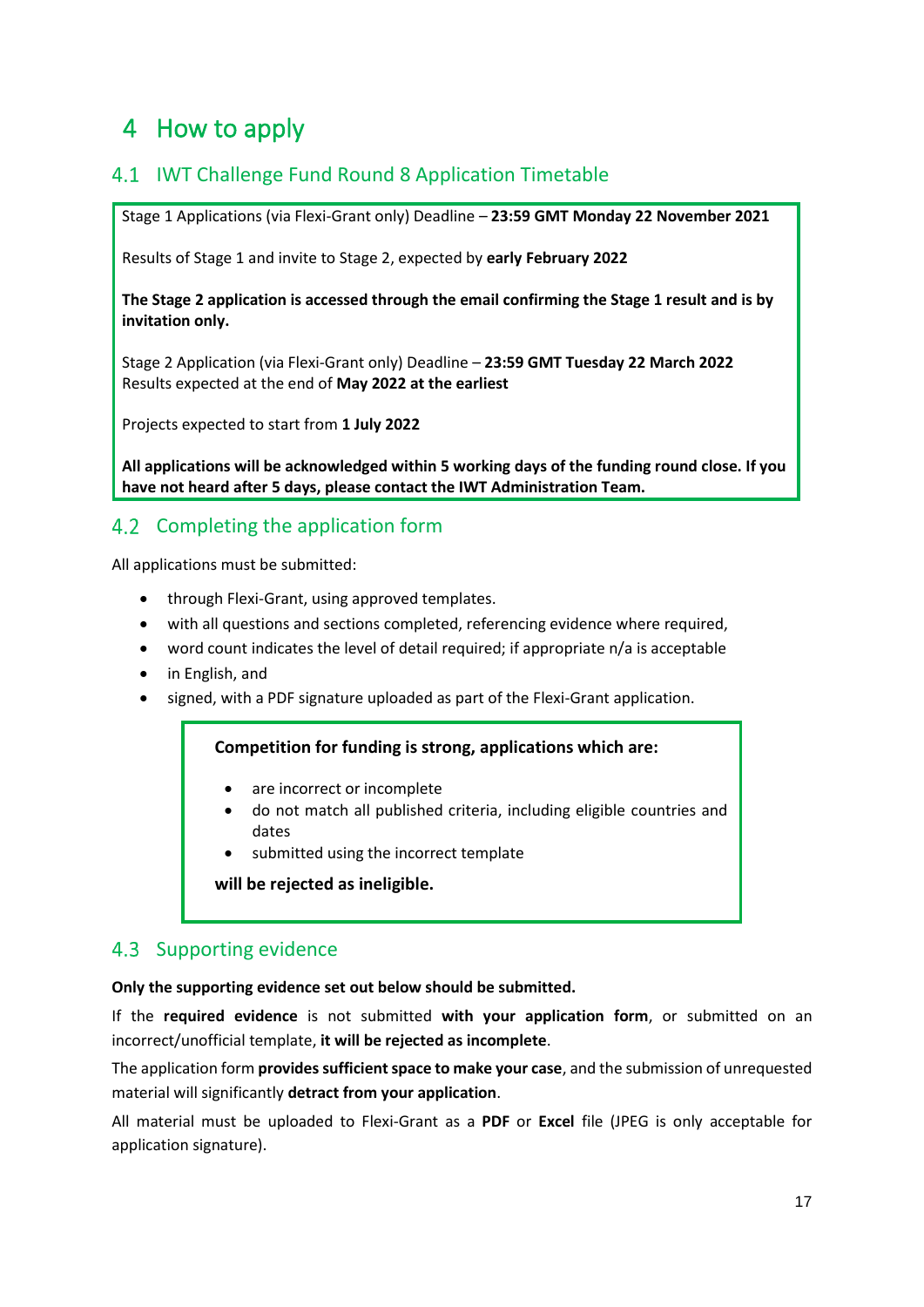# 4 How to apply

## 4.1 IWT Challenge Fund Round 8 Application Timetable

Stage 1 Applications (via Flexi-Grant only) Deadline – **23:59 GMT Monday 22 November 2021**

Results of Stage 1 and invite to Stage 2, expected by **early February 2022**

**The Stage 2 application is accessed through the email confirming the Stage 1 result and is by invitation only.**

Stage 2 Application (via Flexi-Grant only) Deadline – **23:59 GMT Tuesday 22 March 2022**
Results expected at the end of **May 2022 at the earliest**

Projects expected to start from **1 July 2022**

**All applications will be acknowledged within 5 working days of the funding round close. If you have not heard after 5 days, please contact the IWT Administration Team.**

## 4.2 Completing the application form

All applications must be submitted:

- through Flexi-Grant, using approved templates.
- with all questions and sections completed, referencing evidence where required,
- word count indicates the level of detail required; if appropriate n/a is acceptable
- in English, and
- signed, with a PDF signature uploaded as part of the Flexi-Grant application.

**Competition for funding is strong, applications which are:**

- are incorrect or incomplete
- do not match all published criteria, including eligible countries and dates
- submitted using the incorrect template

**will be rejected as ineligible.**

## 4.3 Supporting evidence

**Only the supporting evidence set out below should be submitted.**

If the **required evidence** is not submitted **with your application form**, or submitted on an incorrect/unofficial template, **it will be rejected as incomplete**.

The application form **provides sufficient space to make your case**, and the submission of unrequested material will significantly **detract from your application**.

All material must be uploaded to Flexi-Grant as a **PDF** or **Excel** file (JPEG is only acceptable for application signature).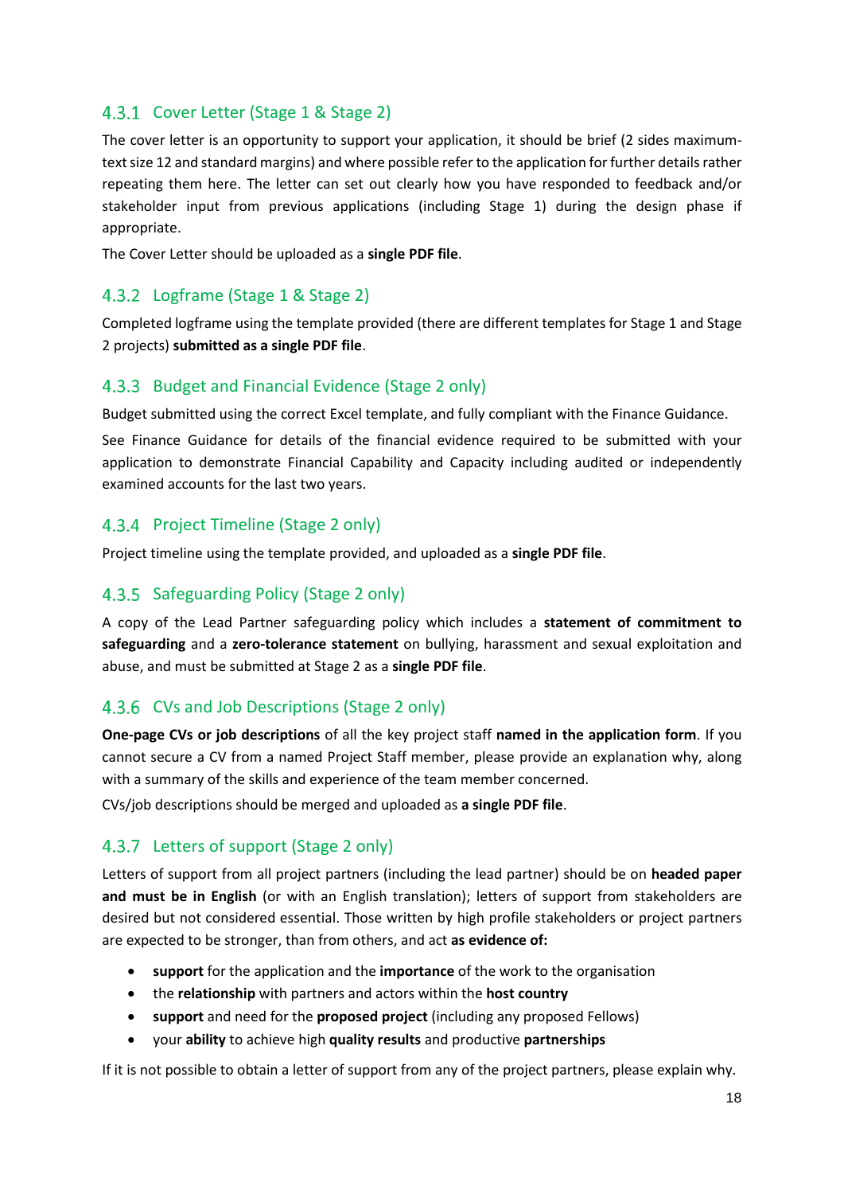### 4.3.1 Cover Letter (Stage 1 & Stage 2)

The cover letter is an opportunity to support your application, it should be brief (2 sides maximum- text size 12 and standard margins) and where possible refer to the application for further details rather repeating them here. The letter can set out clearly how you have responded to feedback and/or stakeholder input from previous applications (including Stage 1) during the design phase if appropriate.

The Cover Letter should be uploaded as a **single PDF file**.

### 4.3.2 Logframe (Stage 1 & Stage 2)

Completed logframe using the template provided (there are different templates for Stage 1 and Stage 2 projects) **submitted as a single PDF file**.

### 4.3.3 Budget and Financial Evidence (Stage 2 only)

Budget submitted using the correct Excel template, and fully compliant with the Finance Guidance.

See Finance Guidance for details of the financial evidence required to be submitted with your application to demonstrate Financial Capability and Capacity including audited or independently examined accounts for the last two years.

### 4.3.4 Project Timeline (Stage 2 only)

Project timeline using the template provided, and uploaded as a **single PDF file**.

### 4.3.5 Safeguarding Policy (Stage 2 only)

A copy of the Lead Partner safeguarding policy which includes a **statement of commitment to safeguarding** and a **zero-tolerance statement** on bullying, harassment and sexual exploitation and abuse, and must be submitted at Stage 2 as a **single PDF file**.

### 4.3.6 CVs and Job Descriptions (Stage 2 only)

**One-page CVs or job descriptions** of all the key project staff **named in the application form**. If you cannot secure a CV from a named Project Staff member, please provide an explanation why, along with a summary of the skills and experience of the team member concerned.

CVs/job descriptions should be merged and uploaded as **a single PDF file**.

### 4.3.7 Letters of support (Stage 2 only)

Letters of support from all project partners (including the lead partner) should be on **headed paper and must be in English** (or with an English translation); letters of support from stakeholders are desired but not considered essential. Those written by high profile stakeholders or project partners are expected to be stronger, than from others, and act **as evidence of:**

- **support** for the application and the **importance** of the work to the organisation
- the **relationship** with partners and actors within the **host country**
- **support** and need for the **proposed project** (including any proposed Fellows)
- your **ability** to achieve high **quality results** and productive **partnerships**

If it is not possible to obtain a letter of support from any of the project partners, please explain why.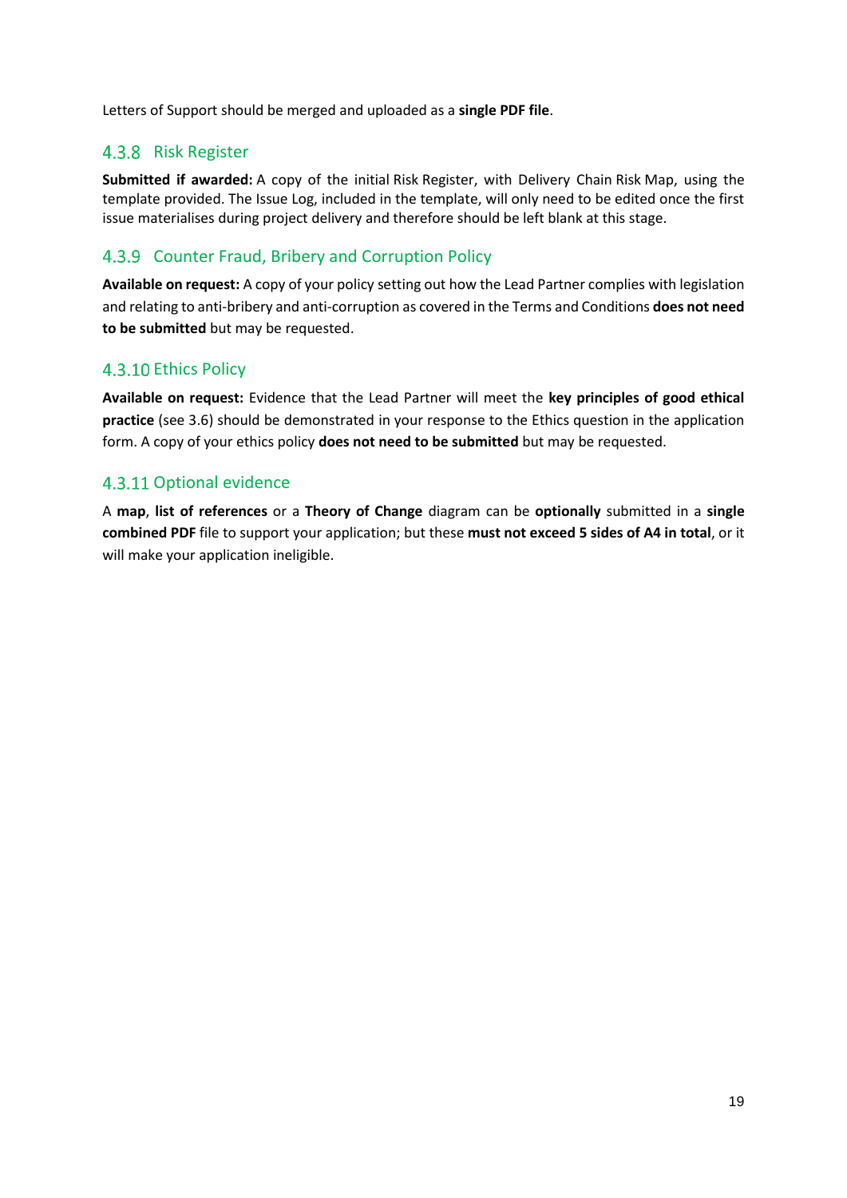Letters of Support should be merged and uploaded as a **single PDF file**.

### 4.3.8 Risk Register

**Submitted if awarded:** A copy of the initial Risk Register, with Delivery Chain Risk Map, using the template provided. The Issue Log, included in the template, will only need to be edited once the first issue materialises during project delivery and therefore should be left blank at this stage.

### 4.3.9 Counter Fraud, Bribery and Corruption Policy

**Available on request:** A copy of your policy setting out how the Lead Partner complies with legislation and relating to anti-bribery and anti-corruption as covered in the Terms and Conditions **does not need to be submitted** but may be requested.

### 4.3.10 Ethics Policy

**Available on request:** Evidence that the Lead Partner will meet the **key principles of good ethical practice** (see 3.6) should be demonstrated in your response to the Ethics question in the application form. A copy of your ethics policy **does not need to be submitted** but may be requested.

### 4.3.11 Optional evidence

A **map**, **list of references** or a **Theory of Change** diagram can be **optionally** submitted in a **single combined PDF** file to support your application; but these **must not exceed 5 sides of A4 in total**, or it will make your application ineligible.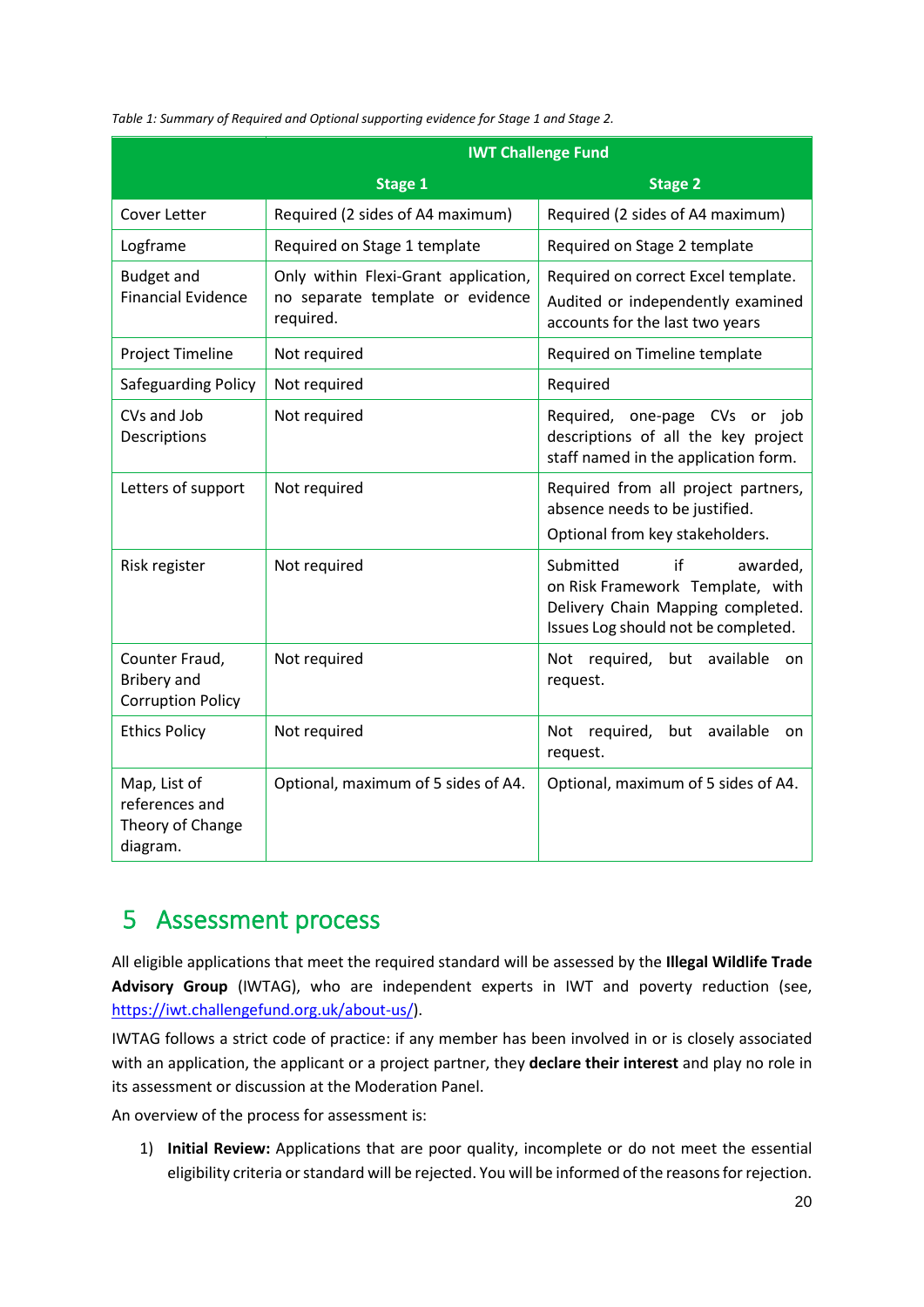*Table 1: Summary of Required and Optional supporting evidence for Stage 1 and Stage 2.*

| | IWT Challenge Fund | |
|---|---|---|
| | **Stage 1** | **Stage 2** |
| Cover Letter | Required (2 sides of A4 maximum) | Required (2 sides of A4 maximum) |
| Logframe | Required on Stage 1 template | Required on Stage 2 template |
| Budget and Financial Evidence | Only within Flexi-Grant application, no separate template or evidence required. | Required on correct Excel template. Audited or independently examined accounts for the last two years |
| Project Timeline | Not required | Required on Timeline template |
| Safeguarding Policy | Not required | Required |
| CVs and Job Descriptions | Not required | Required, one-page CVs or job descriptions of all the key project staff named in the application form. |
| Letters of support | Not required | Required from all project partners, absence needs to be justified. Optional from key stakeholders. |
| Risk register | Not required | Submitted if awarded, on Risk Framework Template, with Delivery Chain Mapping completed. Issues Log should not be completed. |
| Counter Fraud, Bribery and Corruption Policy | Not required | Not required, but available on request. |
| Ethics Policy | Not required | Not required, but available on request. |
| Map, List of references and Theory of Change diagram. | Optional, maximum of 5 sides of A4. | Optional, maximum of 5 sides of A4. |

# 5 Assessment process

All eligible applications that meet the required standard will be assessed by the **Illegal Wildlife Trade Advisory Group** (IWTAG), who are independent experts in IWT and poverty reduction (see, https://iwt.challengefund.org.uk/about-us/).

IWTAG follows a strict code of practice: if any member has been involved in or is closely associated with an application, the applicant or a project partner, they **declare their interest** and play no role in its assessment or discussion at the Moderation Panel.

An overview of the process for assessment is:

1) **Initial Review:** Applications that are poor quality, incomplete or do not meet the essential eligibility criteria or standard will be rejected. You will be informed of the reasons for rejection.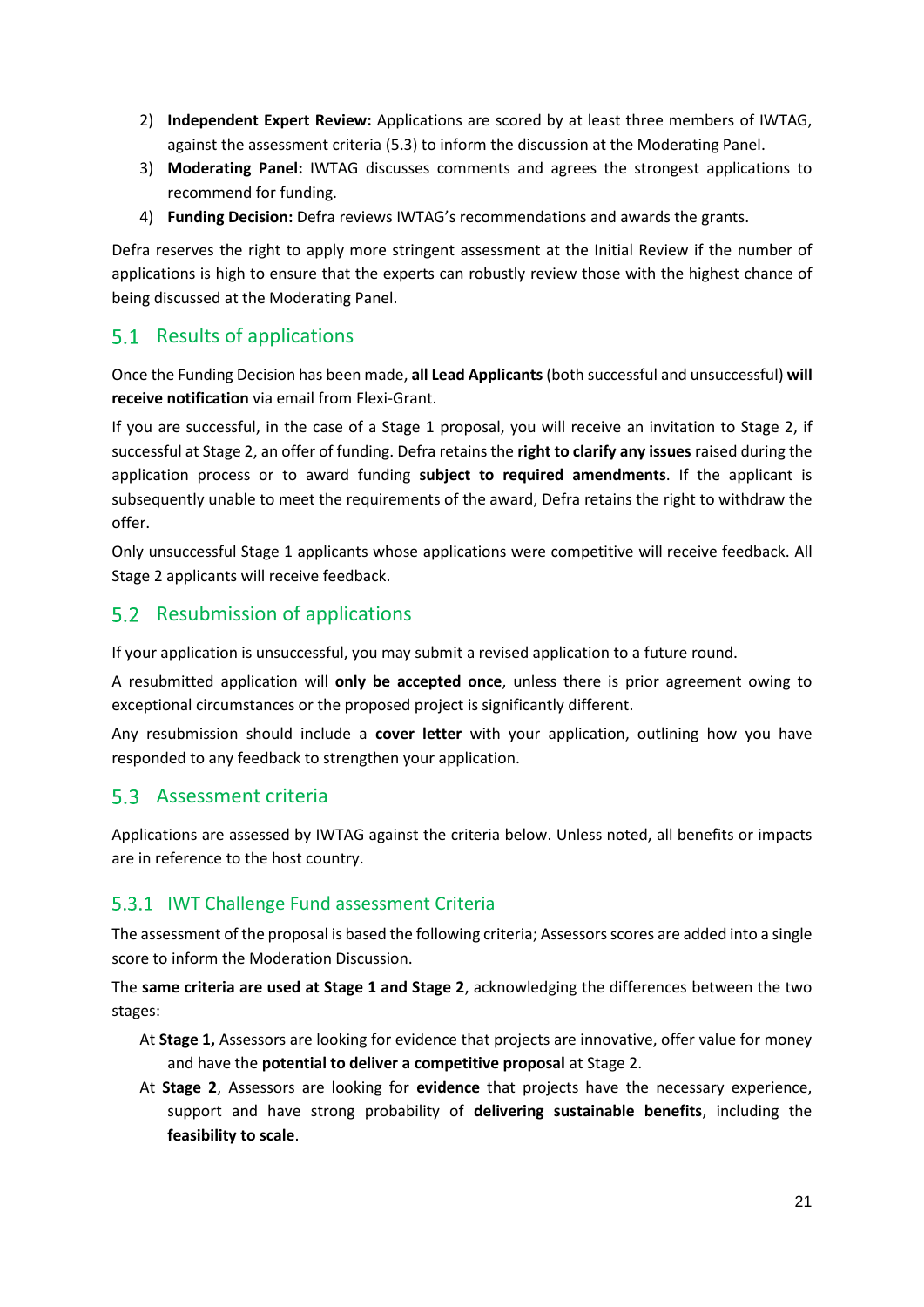2) **Independent Expert Review:** Applications are scored by at least three members of IWTAG, against the assessment criteria (5.3) to inform the discussion at the Moderating Panel.
3) **Moderating Panel:** IWTAG discusses comments and agrees the strongest applications to recommend for funding.
4) **Funding Decision:** Defra reviews IWTAG's recommendations and awards the grants.

Defra reserves the right to apply more stringent assessment at the Initial Review if the number of applications is high to ensure that the experts can robustly review those with the highest chance of being discussed at the Moderating Panel.

## 5.1 Results of applications

Once the Funding Decision has been made, **all Lead Applicants** (both successful and unsuccessful) **will receive notification** via email from Flexi-Grant.

If you are successful, in the case of a Stage 1 proposal, you will receive an invitation to Stage 2, if successful at Stage 2, an offer of funding. Defra retains the **right to clarify any issues** raised during the application process or to award funding **subject to required amendments**. If the applicant is subsequently unable to meet the requirements of the award, Defra retains the right to withdraw the offer.

Only unsuccessful Stage 1 applicants whose applications were competitive will receive feedback. All Stage 2 applicants will receive feedback.

## 5.2 Resubmission of applications

If your application is unsuccessful, you may submit a revised application to a future round.

A resubmitted application will **only be accepted once**, unless there is prior agreement owing to exceptional circumstances or the proposed project is significantly different.

Any resubmission should include a **cover letter** with your application, outlining how you have responded to any feedback to strengthen your application.

## 5.3 Assessment criteria

Applications are assessed by IWTAG against the criteria below. Unless noted, all benefits or impacts are in reference to the host country.

### 5.3.1 IWT Challenge Fund assessment Criteria

The assessment of the proposal is based the following criteria; Assessors scores are added into a single score to inform the Moderation Discussion.

The **same criteria are used at Stage 1 and Stage 2**, acknowledging the differences between the two stages:

At **Stage 1,** Assessors are looking for evidence that projects are innovative, offer value for money and have the **potential to deliver a competitive proposal** at Stage 2.

At **Stage 2**, Assessors are looking for **evidence** that projects have the necessary experience, support and have strong probability of **delivering sustainable benefits**, including the **feasibility to scale**.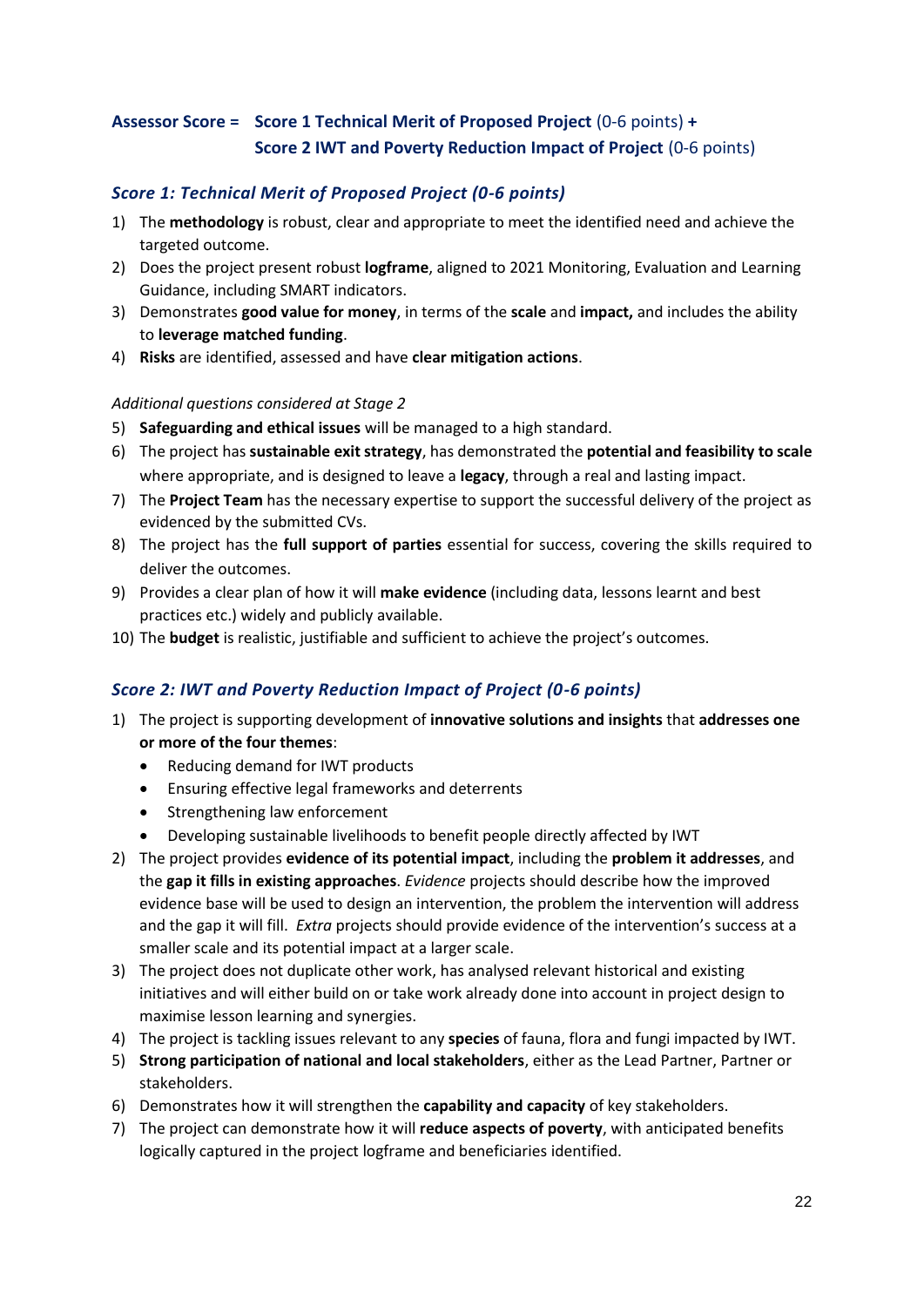**Assessor Score = Score 1 Technical Merit of Proposed Project** (0-6 points) **+**
**Score 2 IWT and Poverty Reduction Impact of Project** (0-6 points)

### *Score 1: Technical Merit of Proposed Project (0-6 points)*

1) The **methodology** is robust, clear and appropriate to meet the identified need and achieve the targeted outcome.
2) Does the project present robust **logframe**, aligned to 2021 Monitoring, Evaluation and Learning Guidance, including SMART indicators.
3) Demonstrates **good value for money**, in terms of the **scale** and **impact,** and includes the ability to **leverage matched funding**.
4) **Risks** are identified, assessed and have **clear mitigation actions**.

*Additional questions considered at Stage 2*

5) **Safeguarding and ethical issues** will be managed to a high standard.
6) The project has **sustainable exit strategy**, has demonstrated the **potential and feasibility to scale** where appropriate, and is designed to leave a **legacy**, through a real and lasting impact.
7) The **Project Team** has the necessary expertise to support the successful delivery of the project as evidenced by the submitted CVs.
8) The project has the **full support of parties** essential for success, covering the skills required to deliver the outcomes.
9) Provides a clear plan of how it will **make evidence** (including data, lessons learnt and best practices etc.) widely and publicly available.
10) The **budget** is realistic, justifiable and sufficient to achieve the project's outcomes.

### *Score 2: IWT and Poverty Reduction Impact of Project (0-6 points)*

1) The project is supporting development of **innovative solutions and insights** that **addresses one or more of the four themes**:
   - Reducing demand for IWT products
   - Ensuring effective legal frameworks and deterrents
   - Strengthening law enforcement
   - Developing sustainable livelihoods to benefit people directly affected by IWT
2) The project provides **evidence of its potential impact**, including the **problem it addresses**, and the **gap it fills in existing approaches**. *Evidence* projects should describe how the improved evidence base will be used to design an intervention, the problem the intervention will address and the gap it will fill. *Extra* projects should provide evidence of the intervention's success at a smaller scale and its potential impact at a larger scale.
3) The project does not duplicate other work, has analysed relevant historical and existing initiatives and will either build on or take work already done into account in project design to maximise lesson learning and synergies.
4) The project is tackling issues relevant to any **species** of fauna, flora and fungi impacted by IWT.
5) **Strong participation of national and local stakeholders**, either as the Lead Partner, Partner or stakeholders.
6) Demonstrates how it will strengthen the **capability and capacity** of key stakeholders.
7) The project can demonstrate how it will **reduce aspects of poverty**, with anticipated benefits logically captured in the project logframe and beneficiaries identified.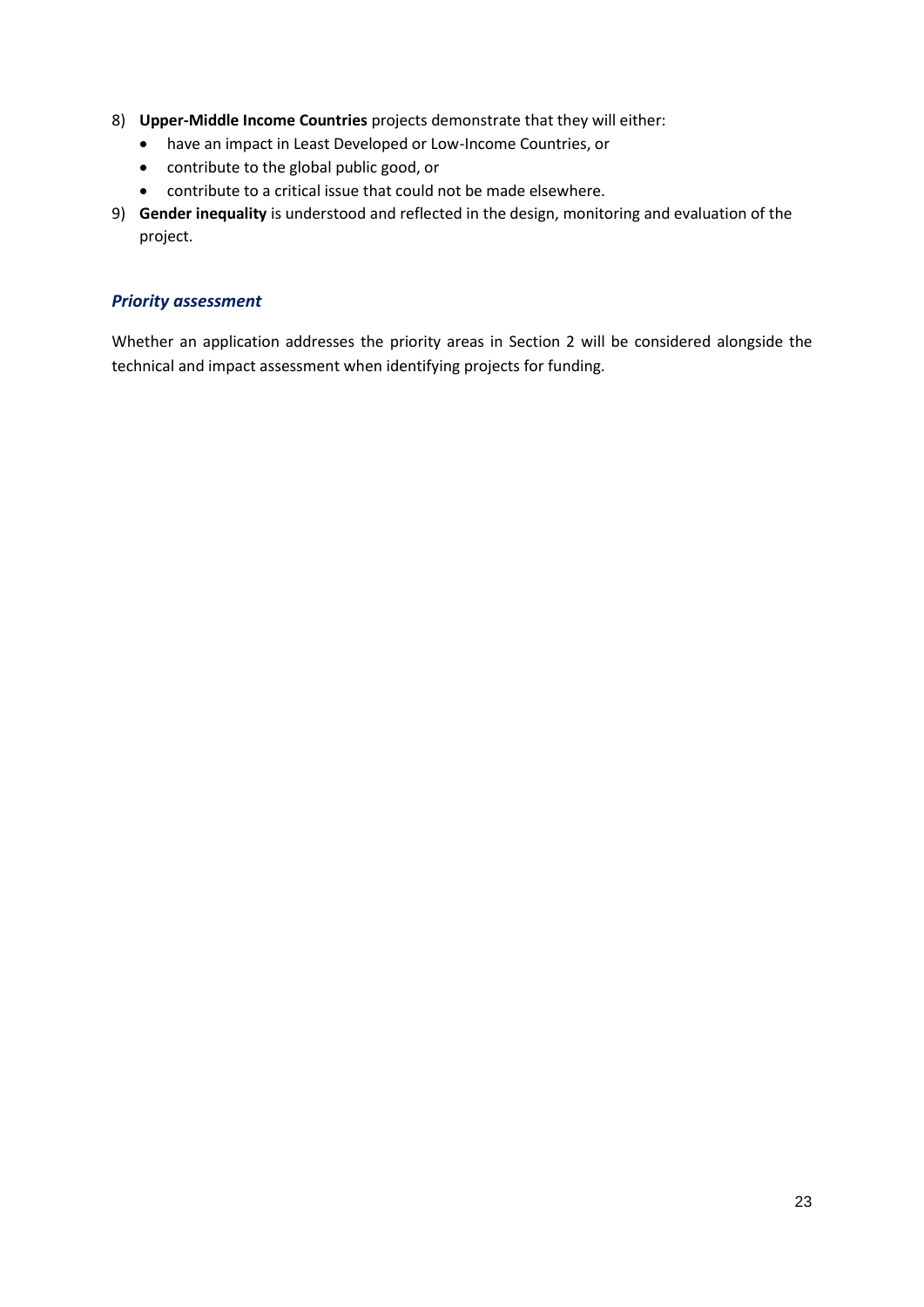8) **Upper-Middle Income Countries** projects demonstrate that they will either:
    - have an impact in Least Developed or Low-Income Countries, or
    - contribute to the global public good, or
    - contribute to a critical issue that could not be made elsewhere.
9) **Gender inequality** is understood and reflected in the design, monitoring and evaluation of the project.

### *Priority assessment*

Whether an application addresses the priority areas in Section 2 will be considered alongside the technical and impact assessment when identifying projects for funding.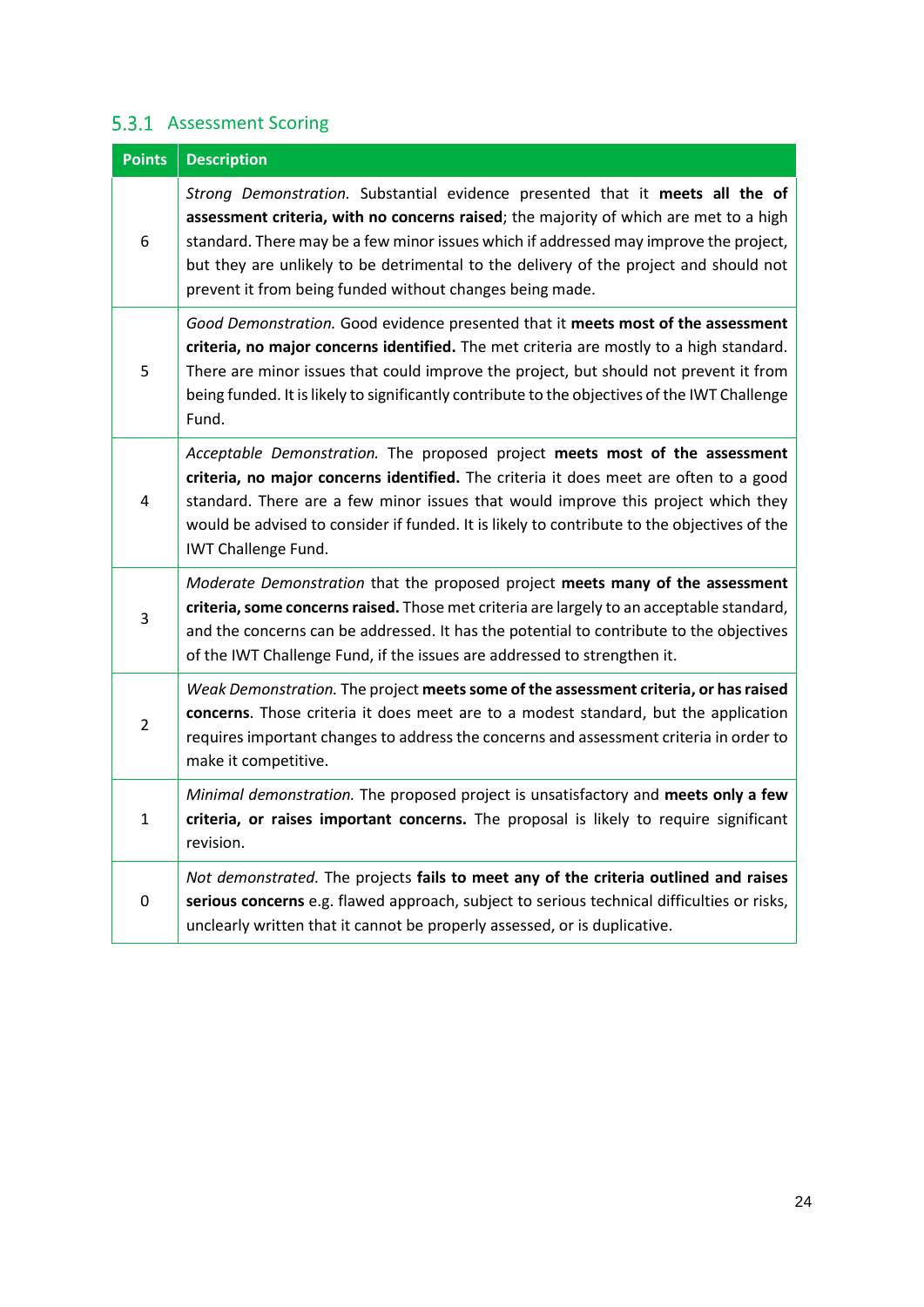### 5.3.1 Assessment Scoring

| Points | Description |
| --- | --- |
| 6 | *Strong Demonstration.* Substantial evidence presented that it **meets all the of assessment criteria, with no concerns raised**; the majority of which are met to a high standard. There may be a few minor issues which if addressed may improve the project, but they are unlikely to be detrimental to the delivery of the project and should not prevent it from being funded without changes being made. |
| 5 | *Good Demonstration.* Good evidence presented that it **meets most of the assessment criteria, no major concerns identified.** The met criteria are mostly to a high standard. There are minor issues that could improve the project, but should not prevent it from being funded. It is likely to significantly contribute to the objectives of the IWT Challenge Fund. |
| 4 | *Acceptable Demonstration.* The proposed project **meets most of the assessment criteria, no major concerns identified.** The criteria it does meet are often to a good standard. There are a few minor issues that would improve this project which they would be advised to consider if funded. It is likely to contribute to the objectives of the IWT Challenge Fund. |
| 3 | *Moderate Demonstration* that the proposed project **meets many of the assessment criteria, some concerns raised.** Those met criteria are largely to an acceptable standard, and the concerns can be addressed. It has the potential to contribute to the objectives of the IWT Challenge Fund, if the issues are addressed to strengthen it. |
| 2 | *Weak Demonstration.* The project **meets some of the assessment criteria, or has raised concerns**. Those criteria it does meet are to a modest standard, but the application requires important changes to address the concerns and assessment criteria in order to make it competitive. |
| 1 | *Minimal demonstration.* The proposed project is unsatisfactory and **meets only a few criteria, or raises important concerns.** The proposal is likely to require significant revision. |
| 0 | *Not demonstrated.* The projects **fails to meet any of the criteria outlined and raises serious concerns** e.g. flawed approach, subject to serious technical difficulties or risks, unclearly written that it cannot be properly assessed, or is duplicative. |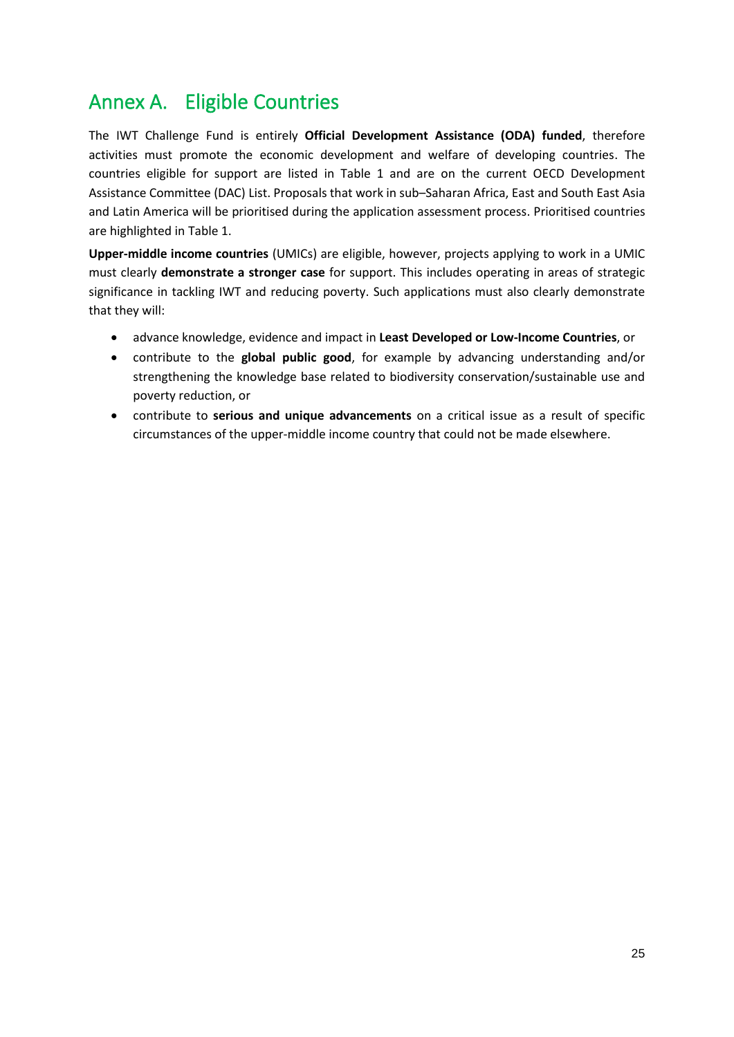# Annex A. Eligible Countries

The IWT Challenge Fund is entirely **Official Development Assistance (ODA) funded**, therefore activities must promote the economic development and welfare of developing countries. The countries eligible for support are listed in Table 1 and are on the current OECD Development Assistance Committee (DAC) List. Proposals that work in sub–Saharan Africa, East and South East Asia and Latin America will be prioritised during the application assessment process. Prioritised countries are highlighted in Table 1.

**Upper-middle income countries** (UMICs) are eligible, however, projects applying to work in a UMIC must clearly **demonstrate a stronger case** for support. This includes operating in areas of strategic significance in tackling IWT and reducing poverty. Such applications must also clearly demonstrate that they will:

- advance knowledge, evidence and impact in **Least Developed or Low-Income Countries**, or
- contribute to the **global public good**, for example by advancing understanding and/or strengthening the knowledge base related to biodiversity conservation/sustainable use and poverty reduction, or
- contribute to **serious and unique advancements** on a critical issue as a result of specific circumstances of the upper-middle income country that could not be made elsewhere.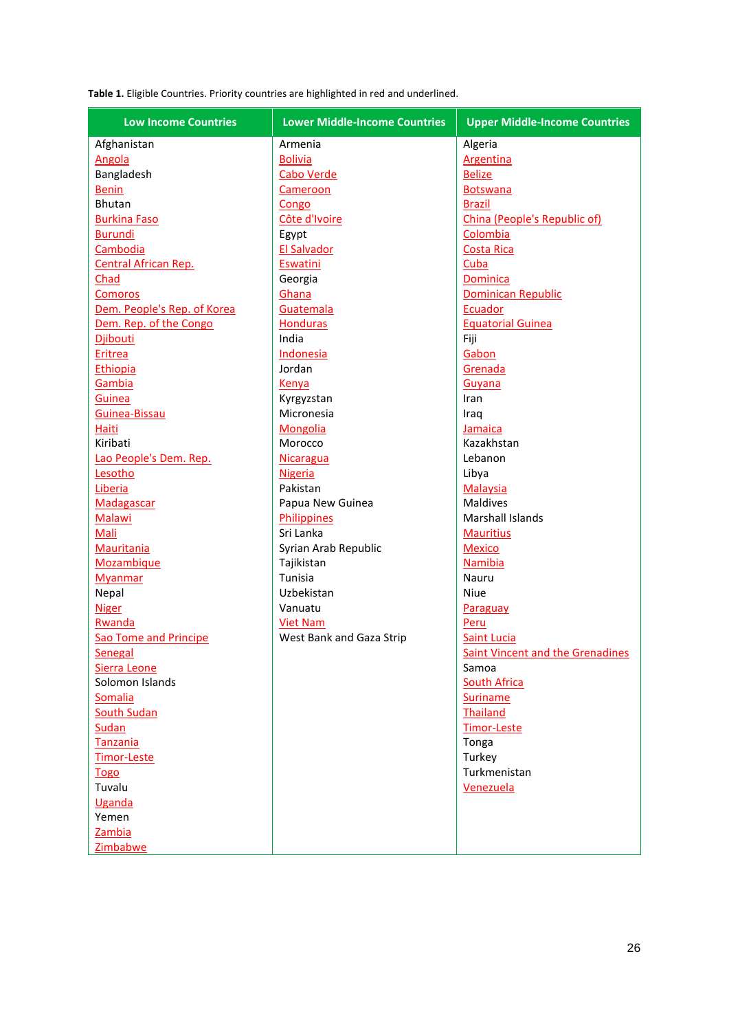**Table 1.** Eligible Countries. Priority countries are highlighted in red and underlined.

| Low Income Countries | Lower Middle-Income Countries | Upper Middle-Income Countries |
|---|---|---|
| Afghanistan | Armenia | Algeria |
| <u>Angola</u> | <u>Bolivia</u> | <u>Argentina</u> |
| Bangladesh | <u>Cabo Verde</u> | <u>Belize</u> |
| <u>Benin</u> | <u>Cameroon</u> | <u>Botswana</u> |
| Bhutan | <u>Congo</u> | <u>Brazil</u> |
| <u>Burkina Faso</u> | <u>Côte d'Ivoire</u> | <u>China (People's Republic of)</u> |
| <u>Burundi</u> | Egypt | <u>Colombia</u> |
| <u>Cambodia</u> | <u>El Salvador</u> | <u>Costa Rica</u> |
| <u>Central African Rep.</u> | <u>Eswatini</u> | <u>Cuba</u> |
| <u>Chad</u> | Georgia | <u>Dominica</u> |
| <u>Comoros</u> | <u>Ghana</u> | <u>Dominican Republic</u> |
| <u>Dem. People's Rep. of Korea</u> | <u>Guatemala</u> | <u>Ecuador</u> |
| <u>Dem. Rep. of the Congo</u> | <u>Honduras</u> | <u>Equatorial Guinea</u> |
| <u>Djibouti</u> | India | Fiji |
| <u>Eritrea</u> | <u>Indonesia</u> | <u>Gabon</u> |
| <u>Ethiopia</u> | Jordan | <u>Grenada</u> |
| <u>Gambia</u> | <u>Kenya</u> | <u>Guyana</u> |
| <u>Guinea</u> | Kyrgyzstan | Iran |
| <u>Guinea-Bissau</u> | Micronesia | Iraq |
| <u>Haiti</u> | <u>Mongolia</u> | <u>Jamaica</u> |
| Kiribati | Morocco | Kazakhstan |
| <u>Lao People's Dem. Rep.</u> | <u>Nicaragua</u> | Lebanon |
| <u>Lesotho</u> | <u>Nigeria</u> | Libya |
| <u>Liberia</u> | Pakistan | <u>Malaysia</u> |
| <u>Madagascar</u> | Papua New Guinea | Maldives |
| <u>Malawi</u> | <u>Philippines</u> | Marshall Islands |
| <u>Mali</u> | Sri Lanka | <u>Mauritius</u> |
| <u>Mauritania</u> | Syrian Arab Republic | <u>Mexico</u> |
| <u>Mozambique</u> | Tajikistan | <u>Namibia</u> |
| <u>Myanmar</u> | Tunisia | Nauru |
| Nepal | Uzbekistan | Niue |
| <u>Niger</u> | Vanuatu | <u>Paraguay</u> |
| <u>Rwanda</u> | <u>Viet Nam</u> | <u>Peru</u> |
| <u>Sao Tome and Principe</u> | West Bank and Gaza Strip | <u>Saint Lucia</u> |
| <u>Senegal</u> | | <u>Saint Vincent and the Grenadines</u> |
| <u>Sierra Leone</u> | | Samoa |
| Solomon Islands | | <u>South Africa</u> |
| <u>Somalia</u> | | <u>Suriname</u> |
| <u>South Sudan</u> | | <u>Thailand</u> |
| <u>Sudan</u> | | <u>Timor-Leste</u> |
| <u>Tanzania</u> | | Tonga |
| <u>Timor-Leste</u> | | Turkey |
| <u>Togo</u> | | Turkmenistan |
| Tuvalu | | <u>Venezuela</u> |
| <u>Uganda</u> | | |
| Yemen | | |
| <u>Zambia</u> | | |
| <u>Zimbabwe</u> | | |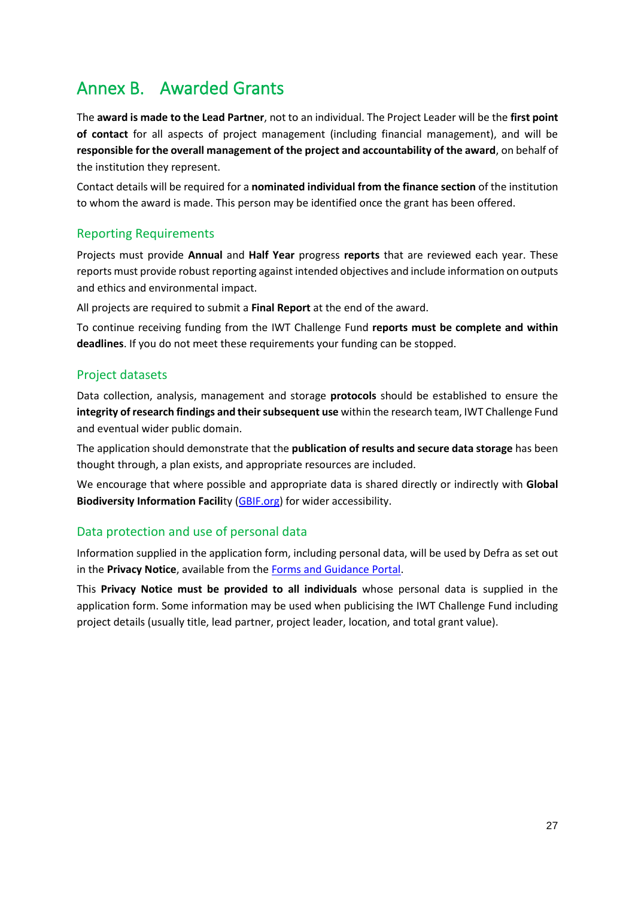# Annex B. Awarded Grants

The **award is made to the Lead Partner**, not to an individual. The Project Leader will be the **first point of contact** for all aspects of project management (including financial management), and will be **responsible for the overall management of the project and accountability of the award**, on behalf of the institution they represent.

Contact details will be required for a **nominated individual from the finance section** of the institution to whom the award is made. This person may be identified once the grant has been offered.

## Reporting Requirements

Projects must provide **Annual** and **Half Year** progress **reports** that are reviewed each year. These reports must provide robust reporting against intended objectives and include information on outputs and ethics and environmental impact.

All projects are required to submit a **Final Report** at the end of the award.

To continue receiving funding from the IWT Challenge Fund **reports must be complete and within deadlines**. If you do not meet these requirements your funding can be stopped.

## Project datasets

Data collection, analysis, management and storage **protocols** should be established to ensure the **integrity of research findings and their subsequent use** within the research team, IWT Challenge Fund and eventual wider public domain.

The application should demonstrate that the **publication of results and secure data storage** has been thought through, a plan exists, and appropriate resources are included.

We encourage that where possible and appropriate data is shared directly or indirectly with **Global Biodiversity Information Facili**ty ([GBIF.org](GBIF.org)) for wider accessibility.

## Data protection and use of personal data

Information supplied in the application form, including personal data, will be used by Defra as set out in the **Privacy Notice**, available from the [Forms and Guidance Portal](Forms and Guidance Portal).

This **Privacy Notice must be provided to all individuals** whose personal data is supplied in the application form. Some information may be used when publicising the IWT Challenge Fund including project details (usually title, lead partner, project leader, location, and total grant value).